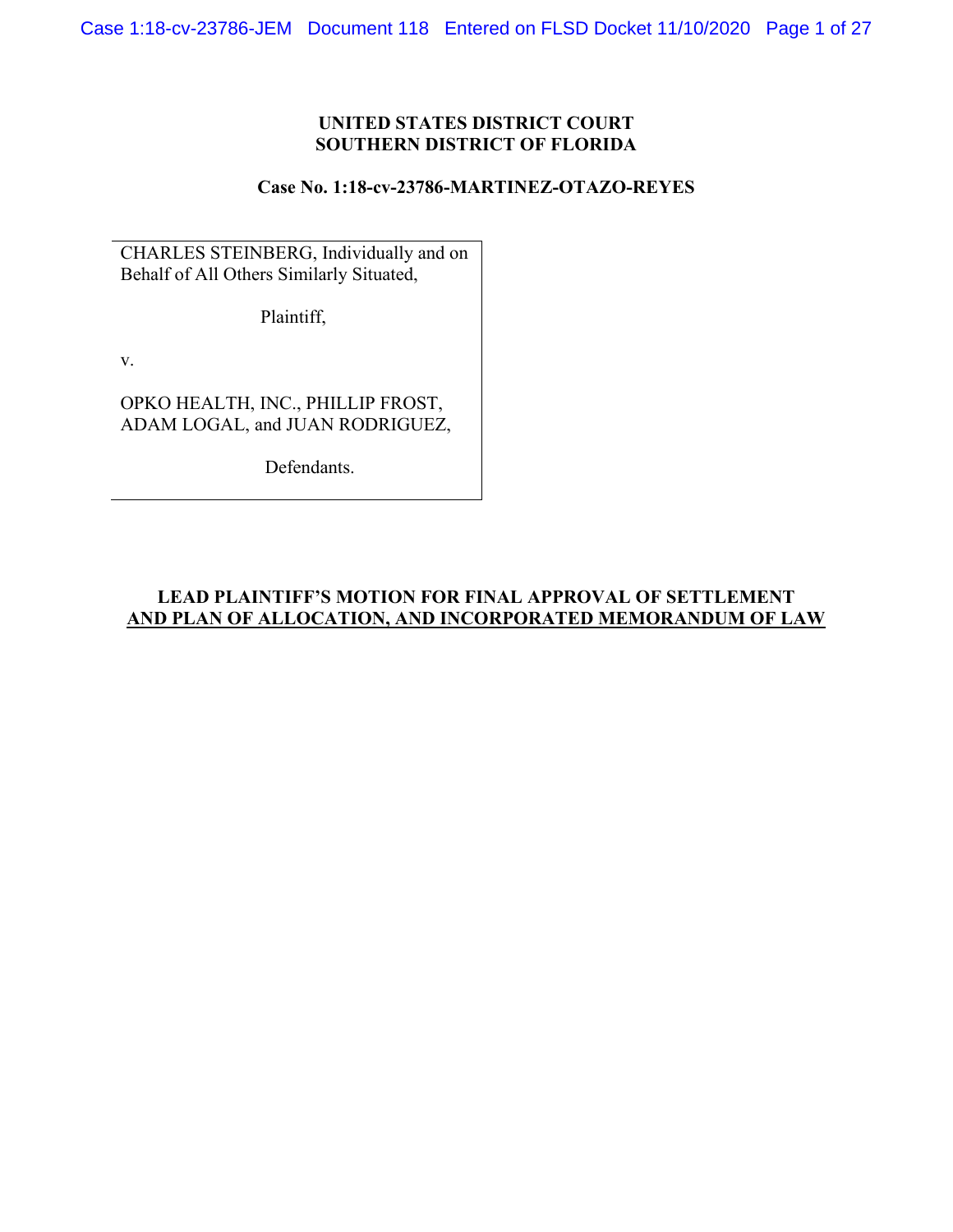**UNITED STATES DISTRICT COURT**
**SOUTHERN DISTRICT OF FLORIDA**

**Case No. 1:18-cv-23786-MARTINEZ-OTAZO-REYES**

CHARLES STEINBERG, Individually and on Behalf of All Others Similarly Situated,

Plaintiff,

v.

OPKO HEALTH, INC., PHILLIP FROST, ADAM LOGAL, and JUAN RODRIGUEZ,

Defendants.

**LEAD PLAINTIFF'S MOTION FOR FINAL APPROVAL OF SETTLEMENT AND PLAN OF ALLOCATION, AND INCORPORATED MEMORANDUM OF LAW**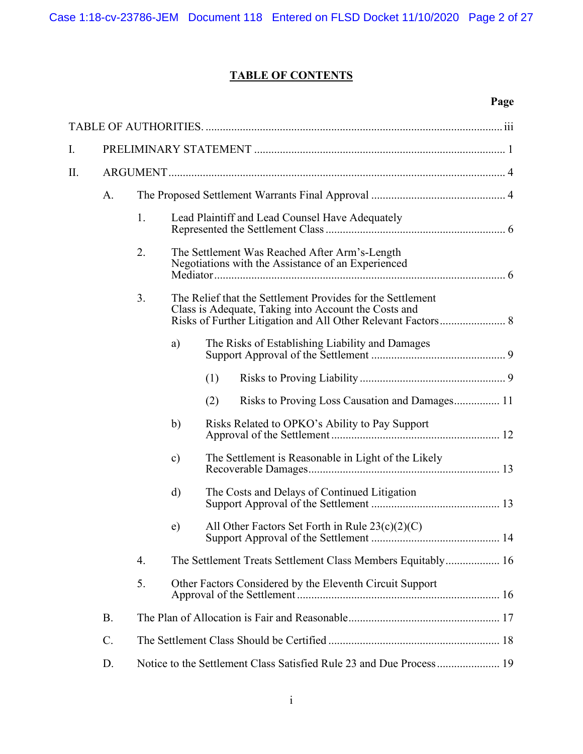# TABLE OF CONTENTS

**Page**

TABLE OF AUTHORITIES. ..... iii

I. PRELIMINARY STATEMENT ..... 1

II. ARGUMENT ..... 4

- A. The Proposed Settlement Warrants Final Approval ..... 4
  - 1. Lead Plaintiff and Lead Counsel Have Adequately Represented the Settlement Class ..... 6
  - 2. The Settlement Was Reached After Arm's-Length Negotiations with the Assistance of an Experienced Mediator ..... 6
  - 3. The Relief that the Settlement Provides for the Settlement Class is Adequate, Taking into Account the Costs and Risks of Further Litigation and All Other Relevant Factors ..... 8
    - a) The Risks of Establishing Liability and Damages Support Approval of the Settlement ..... 9
      - (1) Risks to Proving Liability ..... 9
      - (2) Risks to Proving Loss Causation and Damages ..... 11
    - b) Risks Related to OPKO's Ability to Pay Support Approval of the Settlement ..... 12
    - c) The Settlement is Reasonable in Light of the Likely Recoverable Damages ..... 13
    - d) The Costs and Delays of Continued Litigation Support Approval of the Settlement ..... 13
    - e) All Other Factors Set Forth in Rule 23(c)(2)(C) Support Approval of the Settlement ..... 14
  - 4. The Settlement Treats Settlement Class Members Equitably ..... 16
  - 5. Other Factors Considered by the Eleventh Circuit Support Approval of the Settlement ..... 16
- B. The Plan of Allocation is Fair and Reasonable ..... 17
- C. The Settlement Class Should be Certified ..... 18
- D. Notice to the Settlement Class Satisfied Rule 23 and Due Process ..... 19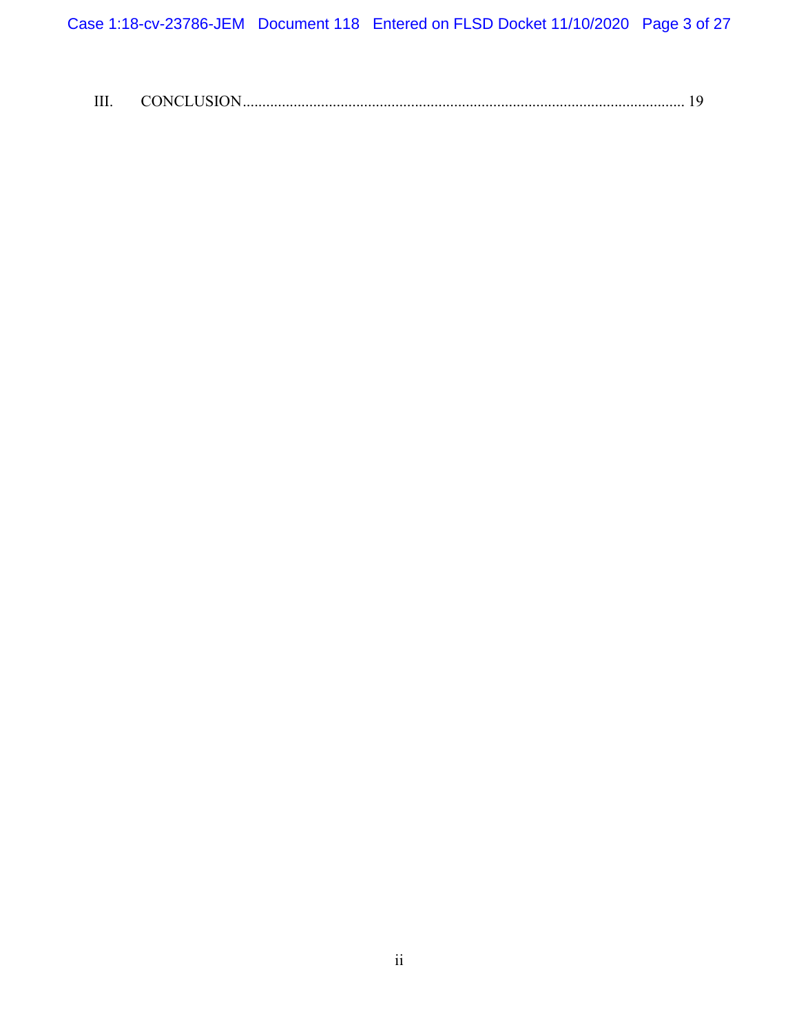III. CONCLUSION................................................................................................................ 19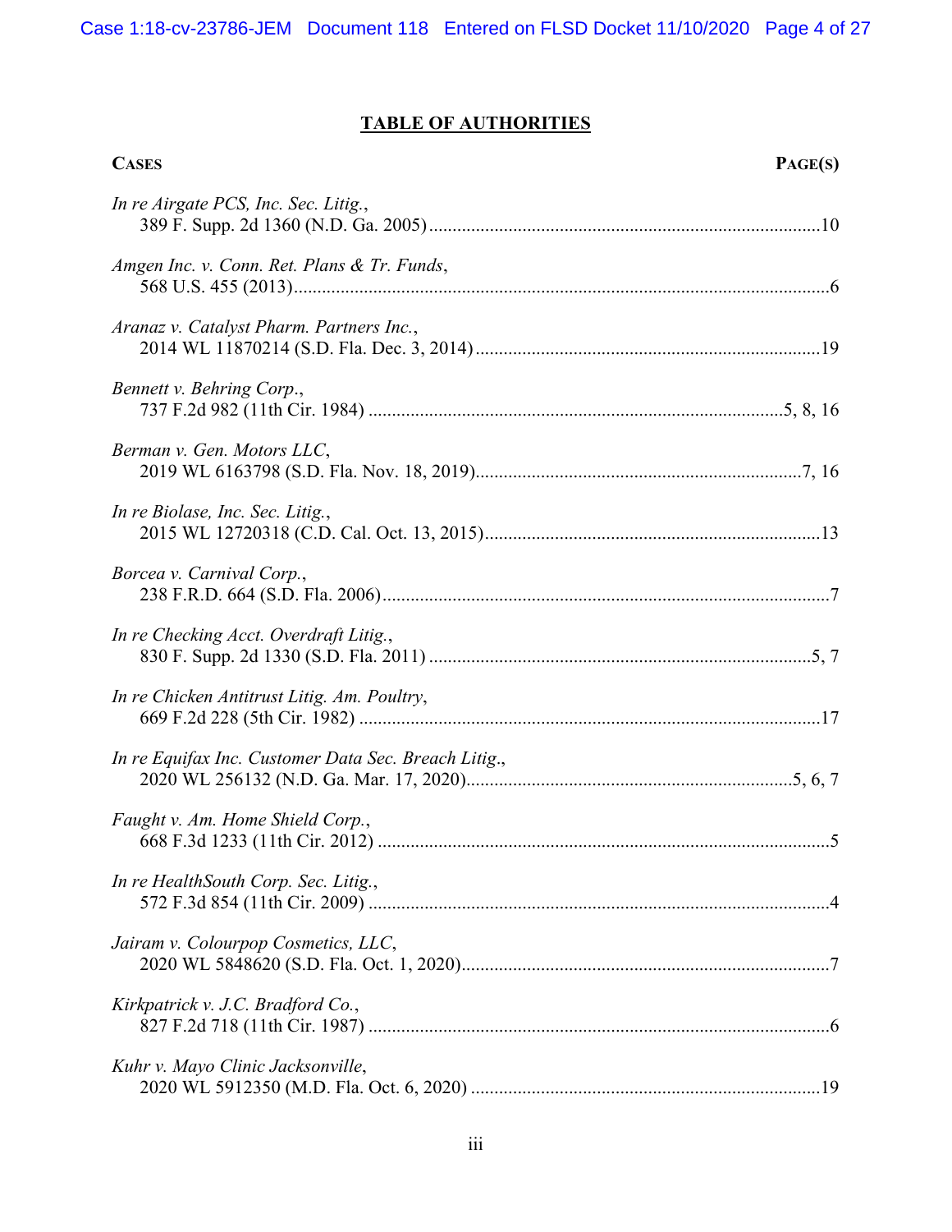# TABLE OF AUTHORITIES

| CASES | PAGE(S) |
|---|---|
| *In re Airgate PCS, Inc. Sec. Litig.*, 389 F. Supp. 2d 1360 (N.D. Ga. 2005) | 10 |
| *Amgen Inc. v. Conn. Ret. Plans & Tr. Funds*, 568 U.S. 455 (2013) | 6 |
| *Aranaz v. Catalyst Pharm. Partners Inc.*, 2014 WL 11870214 (S.D. Fla. Dec. 3, 2014) | 19 |
| *Bennett v. Behring Corp.*, 737 F.2d 982 (11th Cir. 1984) | 5, 8, 16 |
| *Berman v. Gen. Motors LLC*, 2019 WL 6163798 (S.D. Fla. Nov. 18, 2019) | 7, 16 |
| *In re Biolase, Inc. Sec. Litig.*, 2015 WL 12720318 (C.D. Cal. Oct. 13, 2015) | 13 |
| *Borcea v. Carnival Corp.*, 238 F.R.D. 664 (S.D. Fla. 2006) | 7 |
| *In re Checking Acct. Overdraft Litig.*, 830 F. Supp. 2d 1330 (S.D. Fla. 2011) | 5, 7 |
| *In re Chicken Antitrust Litig. Am. Poultry*, 669 F.2d 228 (5th Cir. 1982) | 17 |
| *In re Equifax Inc. Customer Data Sec. Breach Litig.*, 2020 WL 256132 (N.D. Ga. Mar. 17, 2020) | 5, 6, 7 |
| *Faught v. Am. Home Shield Corp.*, 668 F.3d 1233 (11th Cir. 2012) | 5 |
| *In re HealthSouth Corp. Sec. Litig.*, 572 F.3d 854 (11th Cir. 2009) | 4 |
| *Jairam v. Colourpop Cosmetics, LLC*, 2020 WL 5848620 (S.D. Fla. Oct. 1, 2020) | 7 |
| *Kirkpatrick v. J.C. Bradford Co.*, 827 F.2d 718 (11th Cir. 1987) | 6 |
| *Kuhr v. Mayo Clinic Jacksonville*, 2020 WL 5912350 (M.D. Fla. Oct. 6, 2020) | 19 |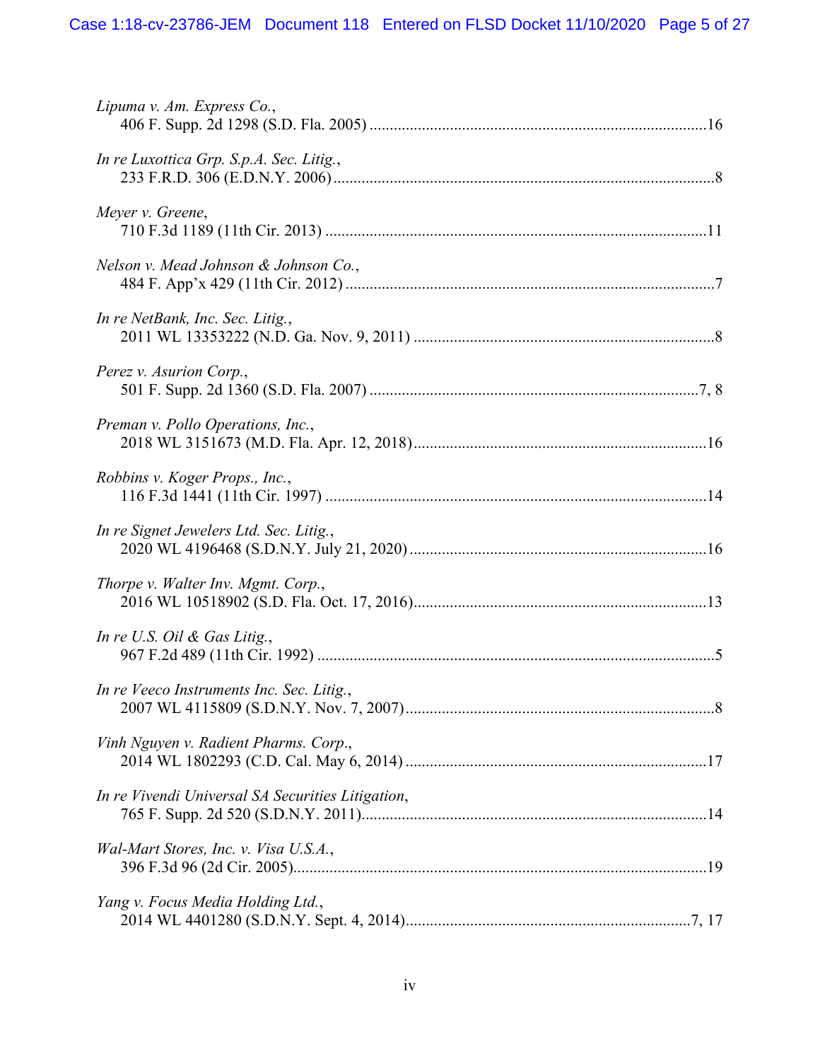*Lipuma v. Am. Express Co.*,
406 F. Supp. 2d 1298 (S.D. Fla. 2005) ....................................................................................16

*In re Luxottica Grp. S.p.A. Sec. Litig.*,
233 F.R.D. 306 (E.D.N.Y. 2006) ...............................................................................................8

*Meyer v. Greene*,
710 F.3d 1189 (11th Cir. 2013) ...............................................................................................11

*Nelson v. Mead Johnson & Johnson Co.*,
484 F. App'x 429 (11th Cir. 2012) ............................................................................................7

*In re NetBank, Inc. Sec. Litig.*,
2011 WL 13353222 (N.D. Ga. Nov. 9, 2011) ...........................................................................8

*Perez v. Asurion Corp.*,
501 F. Supp. 2d 1360 (S.D. Fla. 2007) ..................................................................................7, 8

*Preman v. Pollo Operations, Inc.*,
2018 WL 3151673 (M.D. Fla. Apr. 12, 2018).........................................................................16

*Robbins v. Koger Props., Inc.*,
116 F.3d 1441 (11th Cir. 1997) ...............................................................................................14

*In re Signet Jewelers Ltd. Sec. Litig.*,
2020 WL 4196468 (S.D.N.Y. July 21, 2020) ..........................................................................16

*Thorpe v. Walter Inv. Mgmt. Corp.*,
2016 WL 10518902 (S.D. Fla. Oct. 17, 2016)........................................................................13

*In re U.S. Oil & Gas Litig.*,
967 F.2d 489 (11th Cir. 1992) ...................................................................................................5

*In re Veeco Instruments Inc. Sec. Litig.*,
2007 WL 4115809 (S.D.N.Y. Nov. 7, 2007).............................................................................8

*Vinh Nguyen v. Radient Pharms. Corp.*,
2014 WL 1802293 (C.D. Cal. May 6, 2014) ...........................................................................17

*In re Vivendi Universal SA Securities Litigation*,
765 F. Supp. 2d 520 (S.D.N.Y. 2011)......................................................................................14

*Wal-Mart Stores, Inc. v. Visa U.S.A.*,
396 F.3d 96 (2d Cir. 2005).......................................................................................................19

*Yang v. Focus Media Holding Ltd.*,
2014 WL 4401280 (S.D.N.Y. Sept. 4, 2014).......................................................................7, 17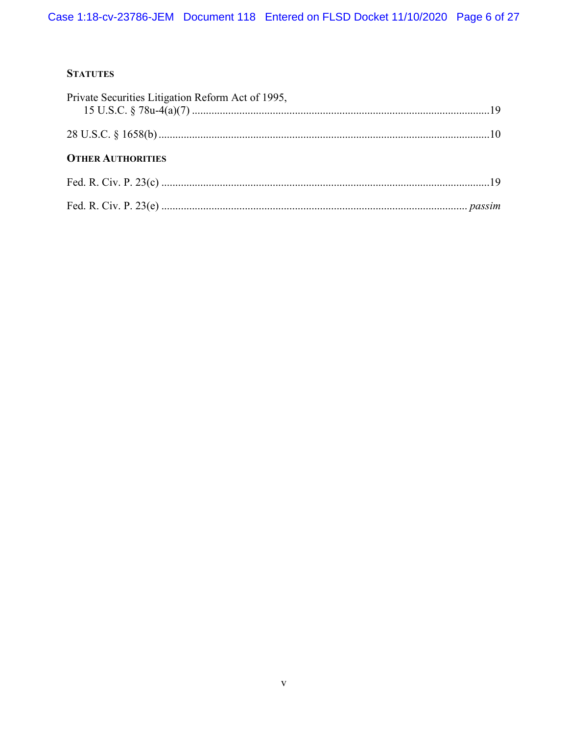**STATUTES**

Private Securities Litigation Reform Act of 1995,
15 U.S.C. § 78u-4(a)(7) ....................................................................................................19

28 U.S.C. § 1658(b) ...........................................................................................................10

**OTHER AUTHORITIES**

Fed. R. Civ. P. 23(c) ...........................................................................................................19

Fed. R. Civ. P. 23(e) ..................................................................................................... *passim*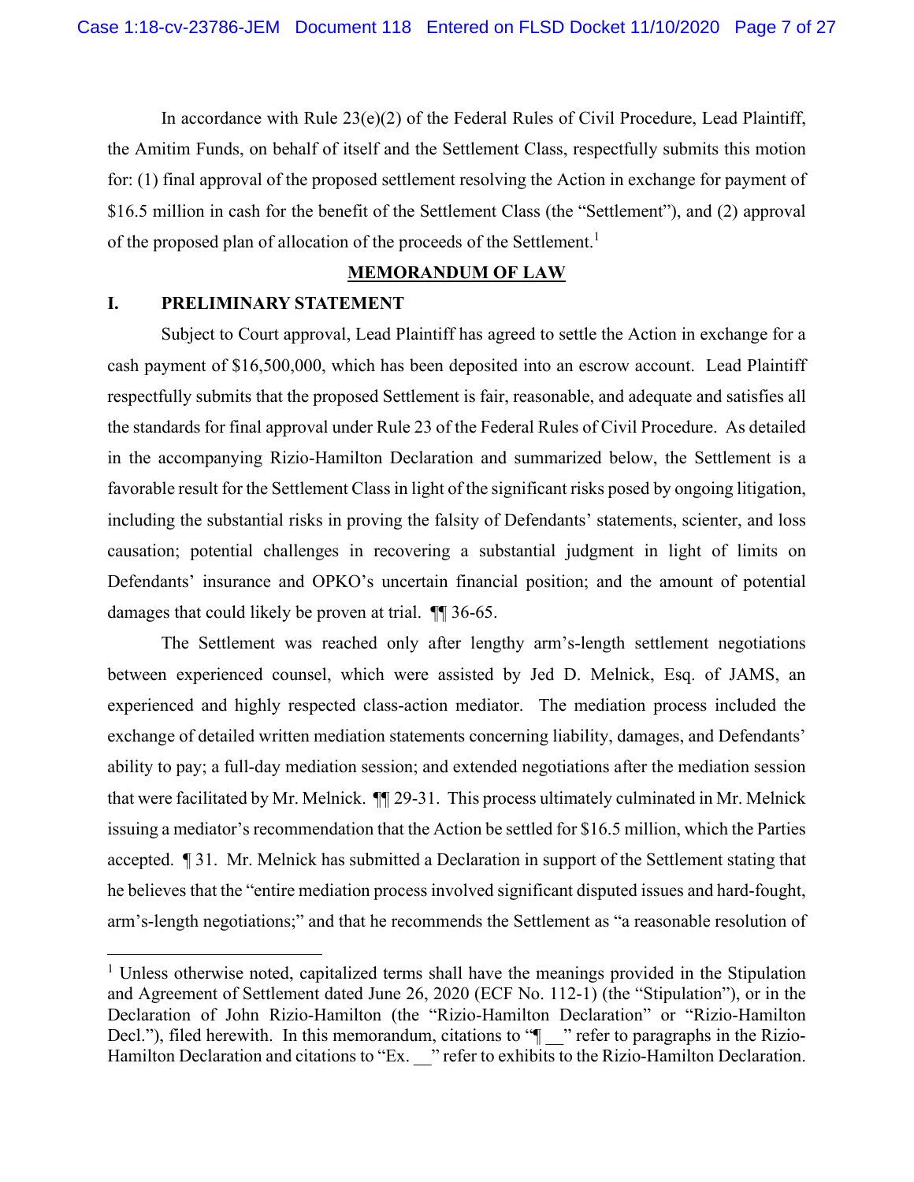In accordance with Rule 23(e)(2) of the Federal Rules of Civil Procedure, Lead Plaintiff, the Amitim Funds, on behalf of itself and the Settlement Class, respectfully submits this motion for: (1) final approval of the proposed settlement resolving the Action in exchange for payment of $16.5 million in cash for the benefit of the Settlement Class (the "Settlement"), and (2) approval of the proposed plan of allocation of the proceeds of the Settlement.[1]

## MEMORANDUM OF LAW

### I. PRELIMINARY STATEMENT

Subject to Court approval, Lead Plaintiff has agreed to settle the Action in exchange for a cash payment of $16,500,000, which has been deposited into an escrow account. Lead Plaintiff respectfully submits that the proposed Settlement is fair, reasonable, and adequate and satisfies all the standards for final approval under Rule 23 of the Federal Rules of Civil Procedure. As detailed in the accompanying Rizio-Hamilton Declaration and summarized below, the Settlement is a favorable result for the Settlement Class in light of the significant risks posed by ongoing litigation, including the substantial risks in proving the falsity of Defendants' statements, scienter, and loss causation; potential challenges in recovering a substantial judgment in light of limits on Defendants' insurance and OPKO's uncertain financial position; and the amount of potential damages that could likely be proven at trial. ¶¶ 36-65.

The Settlement was reached only after lengthy arm's-length settlement negotiations between experienced counsel, which were assisted by Jed D. Melnick, Esq. of JAMS, an experienced and highly respected class-action mediator. The mediation process included the exchange of detailed written mediation statements concerning liability, damages, and Defendants' ability to pay; a full-day mediation session; and extended negotiations after the mediation session that were facilitated by Mr. Melnick. ¶¶ 29-31. This process ultimately culminated in Mr. Melnick issuing a mediator's recommendation that the Action be settled for $16.5 million, which the Parties accepted. ¶ 31. Mr. Melnick has submitted a Declaration in support of the Settlement stating that he believes that the "entire mediation process involved significant disputed issues and hard-fought, arm's-length negotiations;" and that he recommends the Settlement as "a reasonable resolution of

---

[1] Unless otherwise noted, capitalized terms shall have the meanings provided in the Stipulation and Agreement of Settlement dated June 26, 2020 (ECF No. 112-1) (the "Stipulation"), or in the Declaration of John Rizio-Hamilton (the "Rizio-Hamilton Declaration" or "Rizio-Hamilton Decl."), filed herewith. In this memorandum, citations to "¶ __" refer to paragraphs in the Rizio-Hamilton Declaration and citations to "Ex. __" refer to exhibits to the Rizio-Hamilton Declaration.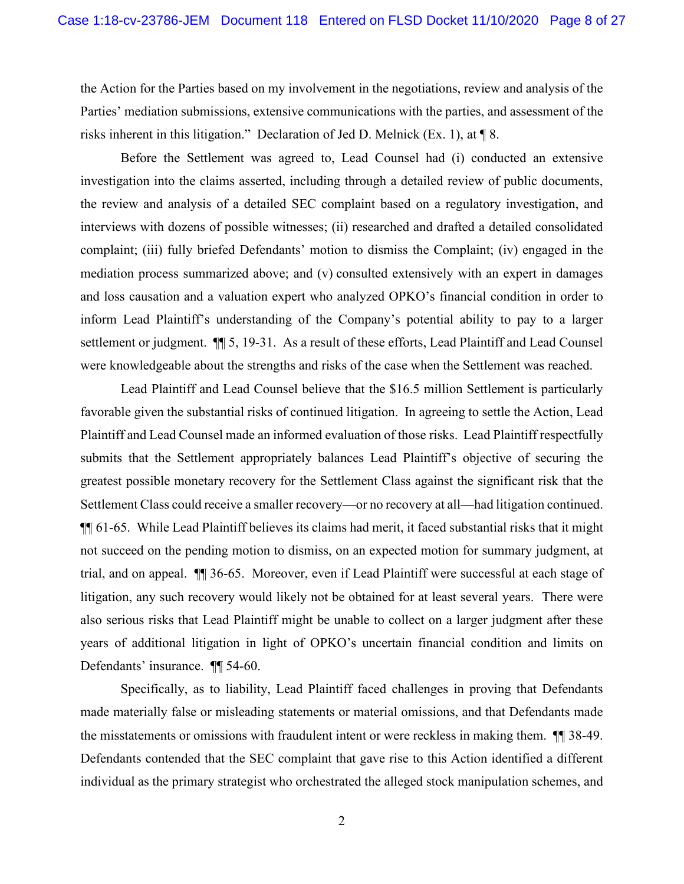the Action for the Parties based on my involvement in the negotiations, review and analysis of the Parties' mediation submissions, extensive communications with the parties, and assessment of the risks inherent in this litigation." Declaration of Jed D. Melnick (Ex. 1), at ¶ 8.

Before the Settlement was agreed to, Lead Counsel had (i) conducted an extensive investigation into the claims asserted, including through a detailed review of public documents, the review and analysis of a detailed SEC complaint based on a regulatory investigation, and interviews with dozens of possible witnesses; (ii) researched and drafted a detailed consolidated complaint; (iii) fully briefed Defendants' motion to dismiss the Complaint; (iv) engaged in the mediation process summarized above; and (v) consulted extensively with an expert in damages and loss causation and a valuation expert who analyzed OPKO's financial condition in order to inform Lead Plaintiff's understanding of the Company's potential ability to pay to a larger settlement or judgment. ¶¶ 5, 19-31. As a result of these efforts, Lead Plaintiff and Lead Counsel were knowledgeable about the strengths and risks of the case when the Settlement was reached.

Lead Plaintiff and Lead Counsel believe that the $16.5 million Settlement is particularly favorable given the substantial risks of continued litigation. In agreeing to settle the Action, Lead Plaintiff and Lead Counsel made an informed evaluation of those risks. Lead Plaintiff respectfully submits that the Settlement appropriately balances Lead Plaintiff's objective of securing the greatest possible monetary recovery for the Settlement Class against the significant risk that the Settlement Class could receive a smaller recovery—or no recovery at all—had litigation continued. ¶¶ 61-65. While Lead Plaintiff believes its claims had merit, it faced substantial risks that it might not succeed on the pending motion to dismiss, on an expected motion for summary judgment, at trial, and on appeal. ¶¶ 36-65. Moreover, even if Lead Plaintiff were successful at each stage of litigation, any such recovery would likely not be obtained for at least several years. There were also serious risks that Lead Plaintiff might be unable to collect on a larger judgment after these years of additional litigation in light of OPKO's uncertain financial condition and limits on Defendants' insurance. ¶¶ 54-60.

Specifically, as to liability, Lead Plaintiff faced challenges in proving that Defendants made materially false or misleading statements or material omissions, and that Defendants made the misstatements or omissions with fraudulent intent or were reckless in making them. ¶¶ 38-49. Defendants contended that the SEC complaint that gave rise to this Action identified a different individual as the primary strategist who orchestrated the alleged stock manipulation schemes, and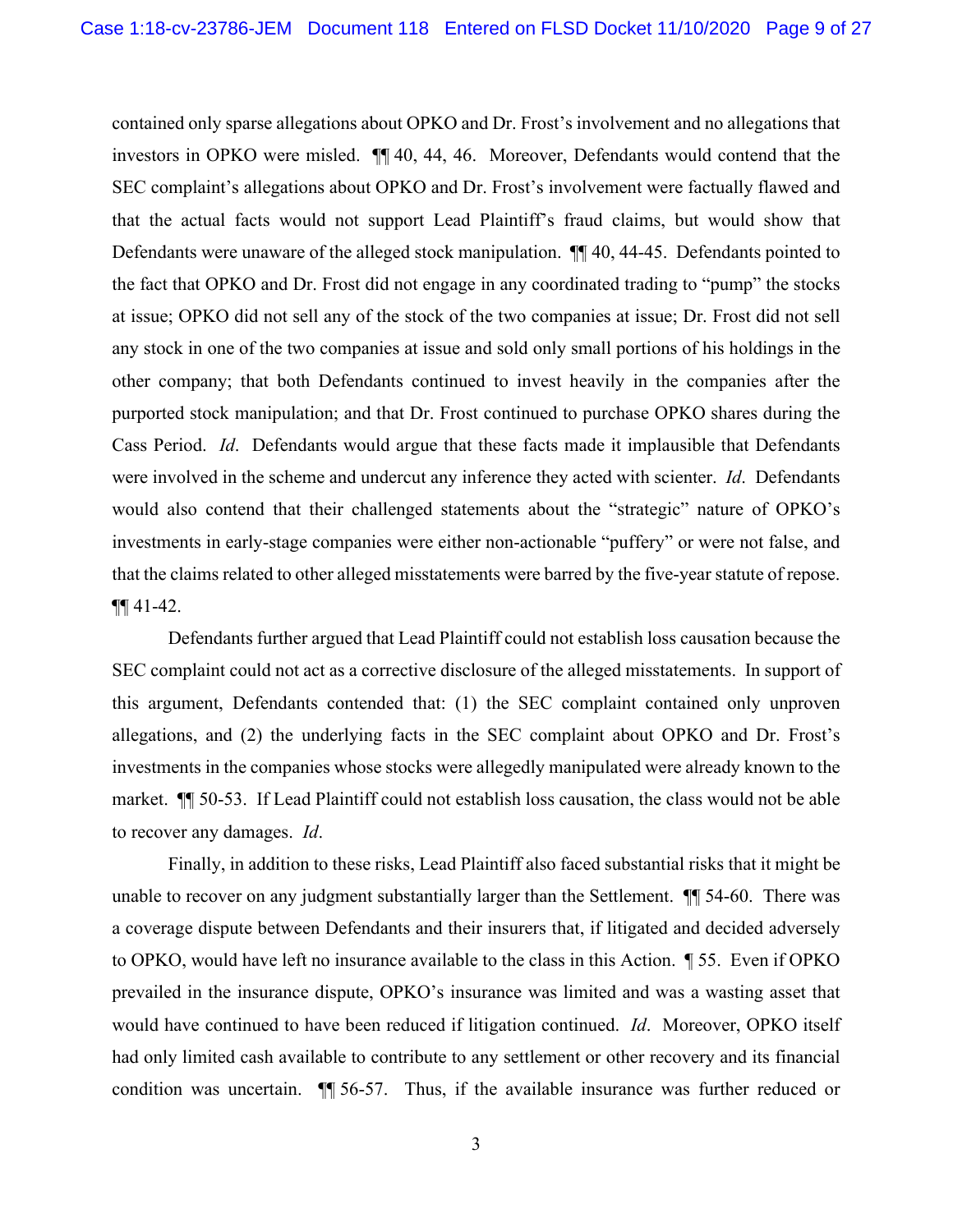contained only sparse allegations about OPKO and Dr. Frost's involvement and no allegations that investors in OPKO were misled. ¶¶ 40, 44, 46. Moreover, Defendants would contend that the SEC complaint's allegations about OPKO and Dr. Frost's involvement were factually flawed and that the actual facts would not support Lead Plaintiff's fraud claims, but would show that Defendants were unaware of the alleged stock manipulation. ¶¶ 40, 44-45. Defendants pointed to the fact that OPKO and Dr. Frost did not engage in any coordinated trading to "pump" the stocks at issue; OPKO did not sell any of the stock of the two companies at issue; Dr. Frost did not sell any stock in one of the two companies at issue and sold only small portions of his holdings in the other company; that both Defendants continued to invest heavily in the companies after the purported stock manipulation; and that Dr. Frost continued to purchase OPKO shares during the Cass Period. *Id*. Defendants would argue that these facts made it implausible that Defendants were involved in the scheme and undercut any inference they acted with scienter. *Id*. Defendants would also contend that their challenged statements about the "strategic" nature of OPKO's investments in early-stage companies were either non-actionable "puffery" or were not false, and that the claims related to other alleged misstatements were barred by the five-year statute of repose. ¶¶ 41-42.

Defendants further argued that Lead Plaintiff could not establish loss causation because the SEC complaint could not act as a corrective disclosure of the alleged misstatements. In support of this argument, Defendants contended that: (1) the SEC complaint contained only unproven allegations, and (2) the underlying facts in the SEC complaint about OPKO and Dr. Frost's investments in the companies whose stocks were allegedly manipulated were already known to the market. ¶¶ 50-53. If Lead Plaintiff could not establish loss causation, the class would not be able to recover any damages. *Id*.

Finally, in addition to these risks, Lead Plaintiff also faced substantial risks that it might be unable to recover on any judgment substantially larger than the Settlement. ¶¶ 54-60. There was a coverage dispute between Defendants and their insurers that, if litigated and decided adversely to OPKO, would have left no insurance available to the class in this Action. ¶ 55. Even if OPKO prevailed in the insurance dispute, OPKO's insurance was limited and was a wasting asset that would have continued to have been reduced if litigation continued. *Id*. Moreover, OPKO itself had only limited cash available to contribute to any settlement or other recovery and its financial condition was uncertain. ¶¶ 56-57. Thus, if the available insurance was further reduced or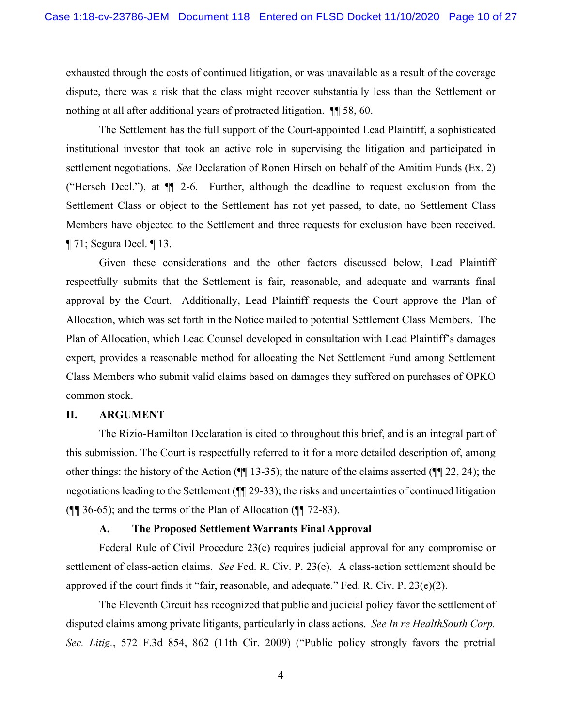exhausted through the costs of continued litigation, or was unavailable as a result of the coverage dispute, there was a risk that the class might recover substantially less than the Settlement or nothing at all after additional years of protracted litigation. ¶¶ 58, 60.

The Settlement has the full support of the Court-appointed Lead Plaintiff, a sophisticated institutional investor that took an active role in supervising the litigation and participated in settlement negotiations. *See* Declaration of Ronen Hirsch on behalf of the Amitim Funds (Ex. 2) ("Hersch Decl."), at ¶¶ 2-6. Further, although the deadline to request exclusion from the Settlement Class or object to the Settlement has not yet passed, to date, no Settlement Class Members have objected to the Settlement and three requests for exclusion have been received. ¶ 71; Segura Decl. ¶ 13.

Given these considerations and the other factors discussed below, Lead Plaintiff respectfully submits that the Settlement is fair, reasonable, and adequate and warrants final approval by the Court. Additionally, Lead Plaintiff requests the Court approve the Plan of Allocation, which was set forth in the Notice mailed to potential Settlement Class Members. The Plan of Allocation, which Lead Counsel developed in consultation with Lead Plaintiff's damages expert, provides a reasonable method for allocating the Net Settlement Fund among Settlement Class Members who submit valid claims based on damages they suffered on purchases of OPKO common stock.

## II. ARGUMENT

The Rizio-Hamilton Declaration is cited to throughout this brief, and is an integral part of this submission. The Court is respectfully referred to it for a more detailed description of, among other things: the history of the Action (¶¶ 13-35); the nature of the claims asserted (¶¶ 22, 24); the negotiations leading to the Settlement (¶¶ 29-33); the risks and uncertainties of continued litigation (¶¶ 36-65); and the terms of the Plan of Allocation (¶¶ 72-83).

### A. The Proposed Settlement Warrants Final Approval

Federal Rule of Civil Procedure 23(e) requires judicial approval for any compromise or settlement of class-action claims. *See* Fed. R. Civ. P. 23(e). A class-action settlement should be approved if the court finds it "fair, reasonable, and adequate." Fed. R. Civ. P. 23(e)(2).

The Eleventh Circuit has recognized that public and judicial policy favor the settlement of disputed claims among private litigants, particularly in class actions. *See In re HealthSouth Corp. Sec. Litig.*, 572 F.3d 854, 862 (11th Cir. 2009) ("Public policy strongly favors the pretrial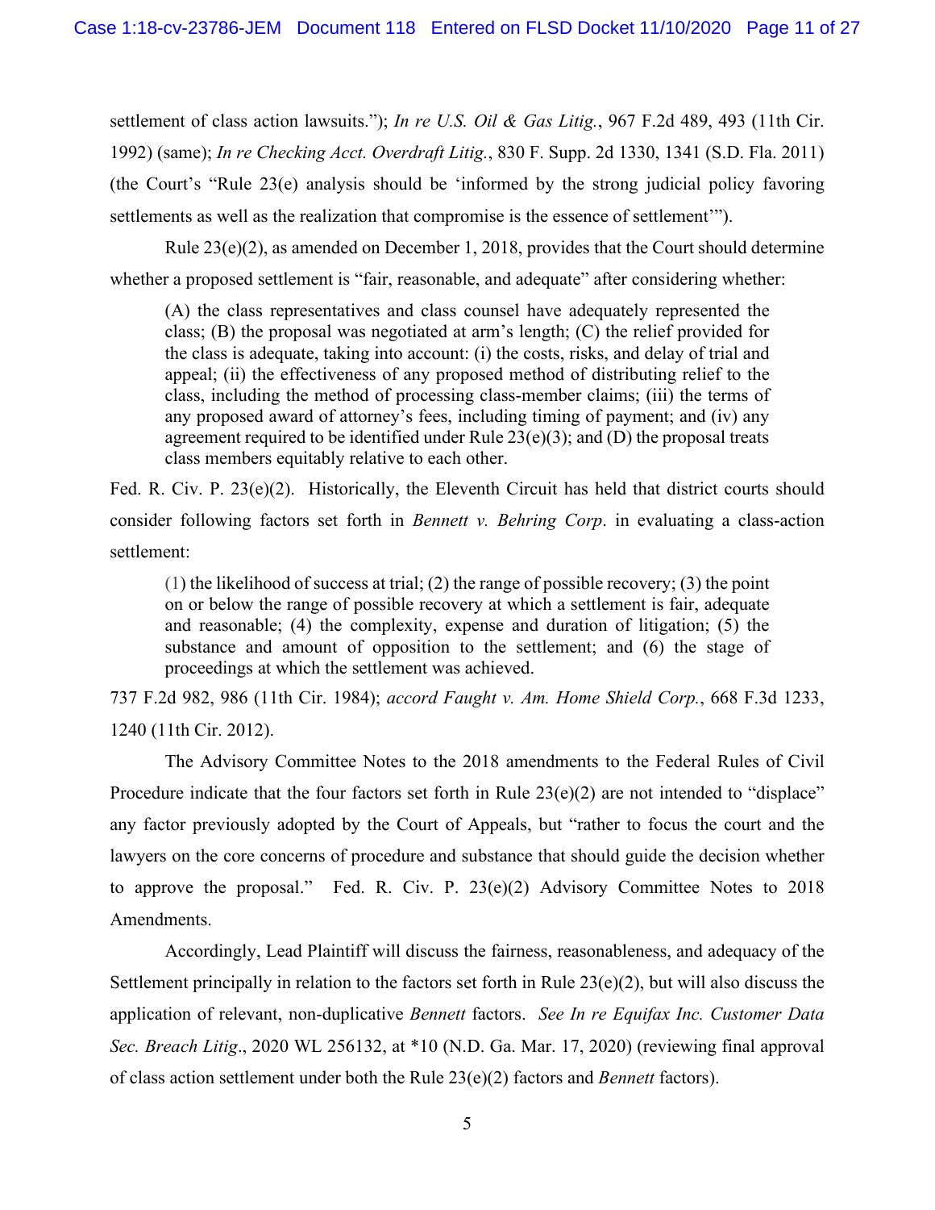settlement of class action lawsuits."); *In re U.S. Oil & Gas Litig.*, 967 F.2d 489, 493 (11th Cir. 1992) (same); *In re Checking Acct. Overdraft Litig.*, 830 F. Supp. 2d 1330, 1341 (S.D. Fla. 2011) (the Court's "Rule 23(e) analysis should be 'informed by the strong judicial policy favoring settlements as well as the realization that compromise is the essence of settlement'").

Rule 23(e)(2), as amended on December 1, 2018, provides that the Court should determine whether a proposed settlement is "fair, reasonable, and adequate" after considering whether:

> (A) the class representatives and class counsel have adequately represented the class; (B) the proposal was negotiated at arm's length; (C) the relief provided for the class is adequate, taking into account: (i) the costs, risks, and delay of trial and appeal; (ii) the effectiveness of any proposed method of distributing relief to the class, including the method of processing class-member claims; (iii) the terms of any proposed award of attorney's fees, including timing of payment; and (iv) any agreement required to be identified under Rule 23(e)(3); and (D) the proposal treats class members equitably relative to each other.

Fed. R. Civ. P. 23(e)(2). Historically, the Eleventh Circuit has held that district courts should consider following factors set forth in *Bennett v. Behring Corp*. in evaluating a class-action settlement:

> (1) the likelihood of success at trial; (2) the range of possible recovery; (3) the point on or below the range of possible recovery at which a settlement is fair, adequate and reasonable; (4) the complexity, expense and duration of litigation; (5) the substance and amount of opposition to the settlement; and (6) the stage of proceedings at which the settlement was achieved.

737 F.2d 982, 986 (11th Cir. 1984); *accord Faught v. Am. Home Shield Corp.*, 668 F.3d 1233, 1240 (11th Cir. 2012).

The Advisory Committee Notes to the 2018 amendments to the Federal Rules of Civil Procedure indicate that the four factors set forth in Rule 23(e)(2) are not intended to "displace" any factor previously adopted by the Court of Appeals, but "rather to focus the court and the lawyers on the core concerns of procedure and substance that should guide the decision whether to approve the proposal." Fed. R. Civ. P. 23(e)(2) Advisory Committee Notes to 2018 Amendments.

Accordingly, Lead Plaintiff will discuss the fairness, reasonableness, and adequacy of the Settlement principally in relation to the factors set forth in Rule 23(e)(2), but will also discuss the application of relevant, non-duplicative *Bennett* factors. *See In re Equifax Inc. Customer Data Sec. Breach Litig*., 2020 WL 256132, at *10 (N.D. Ga. Mar. 17, 2020) (reviewing final approval of class action settlement under both the Rule 23(e)(2) factors and *Bennett* factors).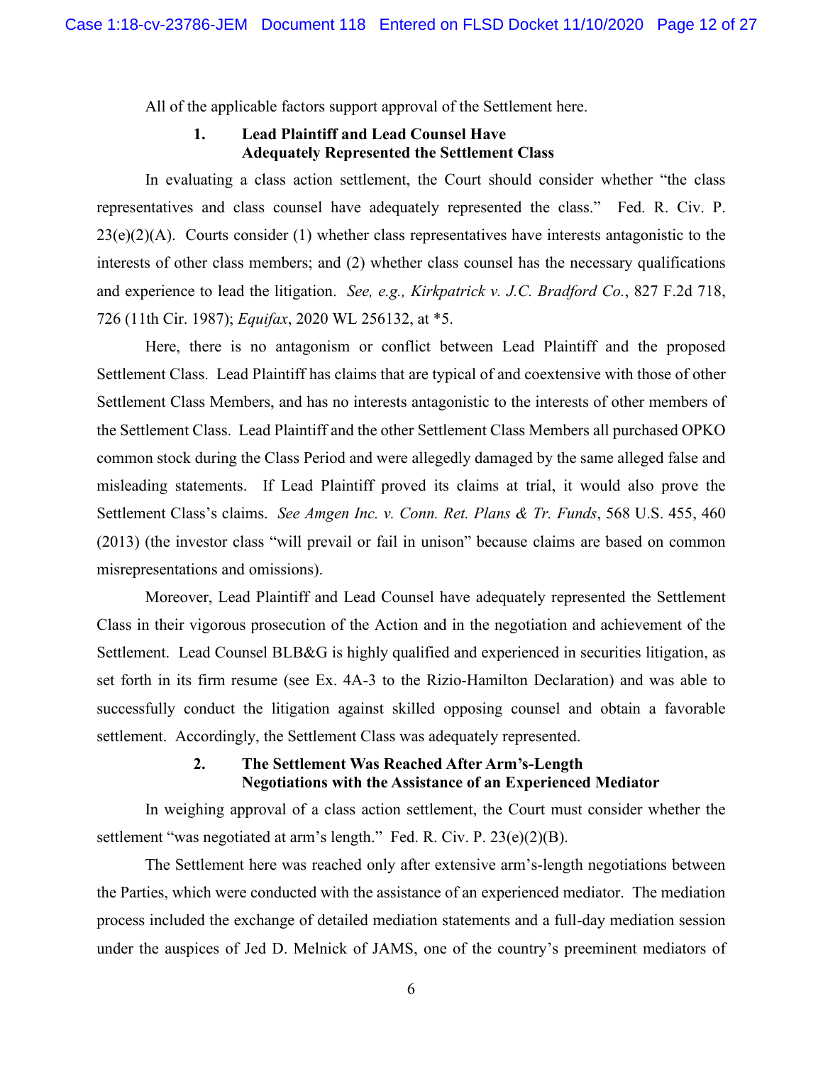All of the applicable factors support approval of the Settlement here.

### 1. Lead Plaintiff and Lead Counsel Have Adequately Represented the Settlement Class

In evaluating a class action settlement, the Court should consider whether "the class representatives and class counsel have adequately represented the class." Fed. R. Civ. P. 23(e)(2)(A). Courts consider (1) whether class representatives have interests antagonistic to the interests of other class members; and (2) whether class counsel has the necessary qualifications and experience to lead the litigation. *See, e.g., Kirkpatrick v. J.C. Bradford Co.*, 827 F.2d 718, 726 (11th Cir. 1987); *Equifax*, 2020 WL 256132, at *5.

Here, there is no antagonism or conflict between Lead Plaintiff and the proposed Settlement Class. Lead Plaintiff has claims that are typical of and coextensive with those of other Settlement Class Members, and has no interests antagonistic to the interests of other members of the Settlement Class. Lead Plaintiff and the other Settlement Class Members all purchased OPKO common stock during the Class Period and were allegedly damaged by the same alleged false and misleading statements. If Lead Plaintiff proved its claims at trial, it would also prove the Settlement Class's claims. *See Amgen Inc. v. Conn. Ret. Plans & Tr. Funds*, 568 U.S. 455, 460 (2013) (the investor class "will prevail or fail in unison" because claims are based on common misrepresentations and omissions).

Moreover, Lead Plaintiff and Lead Counsel have adequately represented the Settlement Class in their vigorous prosecution of the Action and in the negotiation and achievement of the Settlement. Lead Counsel BLB&G is highly qualified and experienced in securities litigation, as set forth in its firm resume (see Ex. 4A-3 to the Rizio-Hamilton Declaration) and was able to successfully conduct the litigation against skilled opposing counsel and obtain a favorable settlement. Accordingly, the Settlement Class was adequately represented.

### 2. The Settlement Was Reached After Arm's-Length Negotiations with the Assistance of an Experienced Mediator

In weighing approval of a class action settlement, the Court must consider whether the settlement "was negotiated at arm's length." Fed. R. Civ. P. 23(e)(2)(B).

The Settlement here was reached only after extensive arm's-length negotiations between the Parties, which were conducted with the assistance of an experienced mediator. The mediation process included the exchange of detailed mediation statements and a full-day mediation session under the auspices of Jed D. Melnick of JAMS, one of the country's preeminent mediators of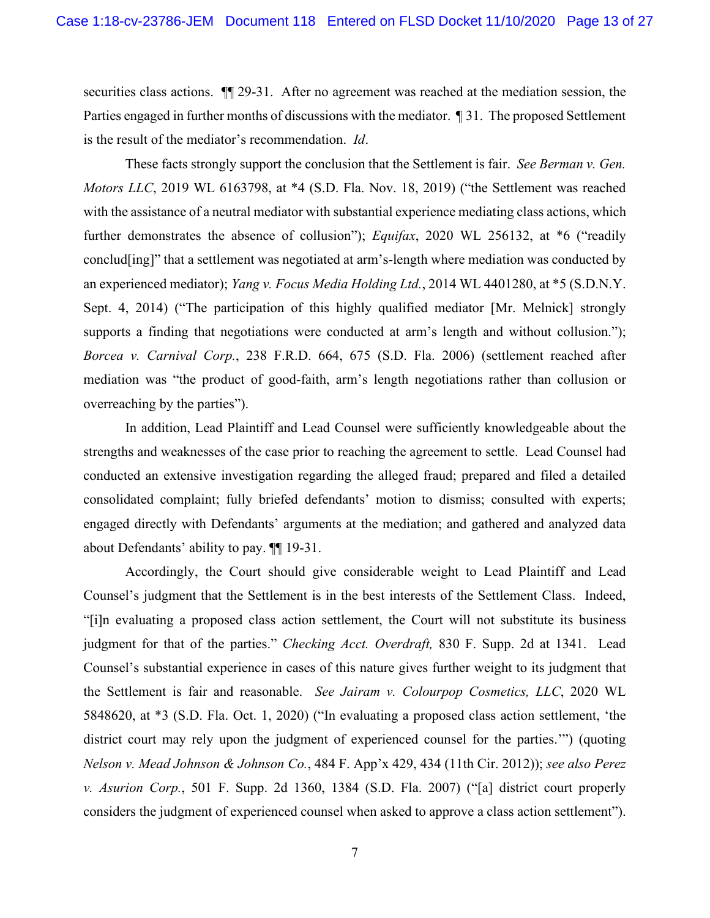securities class actions. ¶¶ 29-31. After no agreement was reached at the mediation session, the Parties engaged in further months of discussions with the mediator. ¶ 31. The proposed Settlement is the result of the mediator's recommendation. *Id*.

These facts strongly support the conclusion that the Settlement is fair. *See Berman v. Gen. Motors LLC*, 2019 WL 6163798, at *4 (S.D. Fla. Nov. 18, 2019) ("the Settlement was reached with the assistance of a neutral mediator with substantial experience mediating class actions, which further demonstrates the absence of collusion"); *Equifax*, 2020 WL 256132, at *6 ("readily conclud[ing]" that a settlement was negotiated at arm's-length where mediation was conducted by an experienced mediator); *Yang v. Focus Media Holding Ltd.*, 2014 WL 4401280, at *5 (S.D.N.Y. Sept. 4, 2014) ("The participation of this highly qualified mediator [Mr. Melnick] strongly supports a finding that negotiations were conducted at arm's length and without collusion."); *Borcea v. Carnival Corp.*, 238 F.R.D. 664, 675 (S.D. Fla. 2006) (settlement reached after mediation was "the product of good-faith, arm's length negotiations rather than collusion or overreaching by the parties").

In addition, Lead Plaintiff and Lead Counsel were sufficiently knowledgeable about the strengths and weaknesses of the case prior to reaching the agreement to settle. Lead Counsel had conducted an extensive investigation regarding the alleged fraud; prepared and filed a detailed consolidated complaint; fully briefed defendants' motion to dismiss; consulted with experts; engaged directly with Defendants' arguments at the mediation; and gathered and analyzed data about Defendants' ability to pay. ¶¶ 19-31.

Accordingly, the Court should give considerable weight to Lead Plaintiff and Lead Counsel's judgment that the Settlement is in the best interests of the Settlement Class. Indeed, "[i]n evaluating a proposed class action settlement, the Court will not substitute its business judgment for that of the parties." *Checking Acct. Overdraft,* 830 F. Supp. 2d at 1341. Lead Counsel's substantial experience in cases of this nature gives further weight to its judgment that the Settlement is fair and reasonable. *See Jairam v. Colourpop Cosmetics, LLC*, 2020 WL 5848620, at *3 (S.D. Fla. Oct. 1, 2020) ("In evaluating a proposed class action settlement, 'the district court may rely upon the judgment of experienced counsel for the parties.'") (quoting *Nelson v. Mead Johnson & Johnson Co.*, 484 F. App'x 429, 434 (11th Cir. 2012)); *see also Perez v. Asurion Corp.*, 501 F. Supp. 2d 1360, 1384 (S.D. Fla. 2007) ("[a] district court properly considers the judgment of experienced counsel when asked to approve a class action settlement").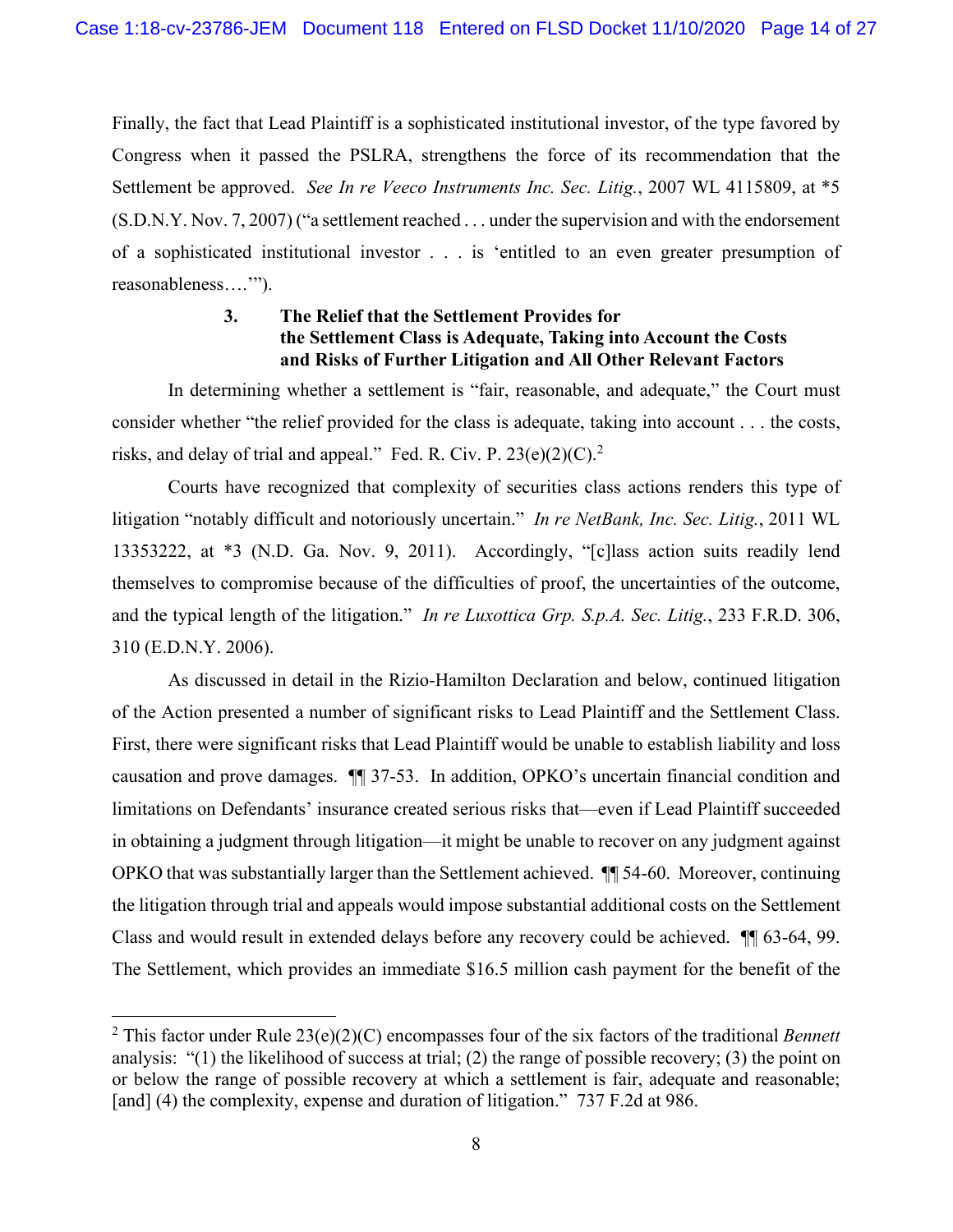Finally, the fact that Lead Plaintiff is a sophisticated institutional investor, of the type favored by Congress when it passed the PSLRA, strengthens the force of its recommendation that the Settlement be approved. *See In re Veeco Instruments Inc. Sec. Litig.*, 2007 WL 4115809, at *5 (S.D.N.Y. Nov. 7, 2007) ("a settlement reached . . . under the supervision and with the endorsement of a sophisticated institutional investor . . . is 'entitled to an even greater presumption of reasonableness….'").

### 3. The Relief that the Settlement Provides for the Settlement Class is Adequate, Taking into Account the Costs and Risks of Further Litigation and All Other Relevant Factors

In determining whether a settlement is "fair, reasonable, and adequate," the Court must consider whether "the relief provided for the class is adequate, taking into account . . . the costs, risks, and delay of trial and appeal." Fed. R. Civ. P. 23(e)(2)(C).[2]

Courts have recognized that complexity of securities class actions renders this type of litigation "notably difficult and notoriously uncertain." *In re NetBank, Inc. Sec. Litig.*, 2011 WL 13353222, at *3 (N.D. Ga. Nov. 9, 2011). Accordingly, "[c]lass action suits readily lend themselves to compromise because of the difficulties of proof, the uncertainties of the outcome, and the typical length of the litigation." *In re Luxottica Grp. S.p.A. Sec. Litig.*, 233 F.R.D. 306, 310 (E.D.N.Y. 2006).

As discussed in detail in the Rizio-Hamilton Declaration and below, continued litigation of the Action presented a number of significant risks to Lead Plaintiff and the Settlement Class. First, there were significant risks that Lead Plaintiff would be unable to establish liability and loss causation and prove damages. ¶¶ 37-53. In addition, OPKO's uncertain financial condition and limitations on Defendants' insurance created serious risks that—even if Lead Plaintiff succeeded in obtaining a judgment through litigation—it might be unable to recover on any judgment against OPKO that was substantially larger than the Settlement achieved. ¶¶ 54-60. Moreover, continuing the litigation through trial and appeals would impose substantial additional costs on the Settlement Class and would result in extended delays before any recovery could be achieved. ¶¶ 63-64, 99. The Settlement, which provides an immediate $16.5 million cash payment for the benefit of the

---

[2] This factor under Rule 23(e)(2)(C) encompasses four of the six factors of the traditional *Bennett* analysis: "(1) the likelihood of success at trial; (2) the range of possible recovery; (3) the point on or below the range of possible recovery at which a settlement is fair, adequate and reasonable; [and] (4) the complexity, expense and duration of litigation." 737 F.2d at 986.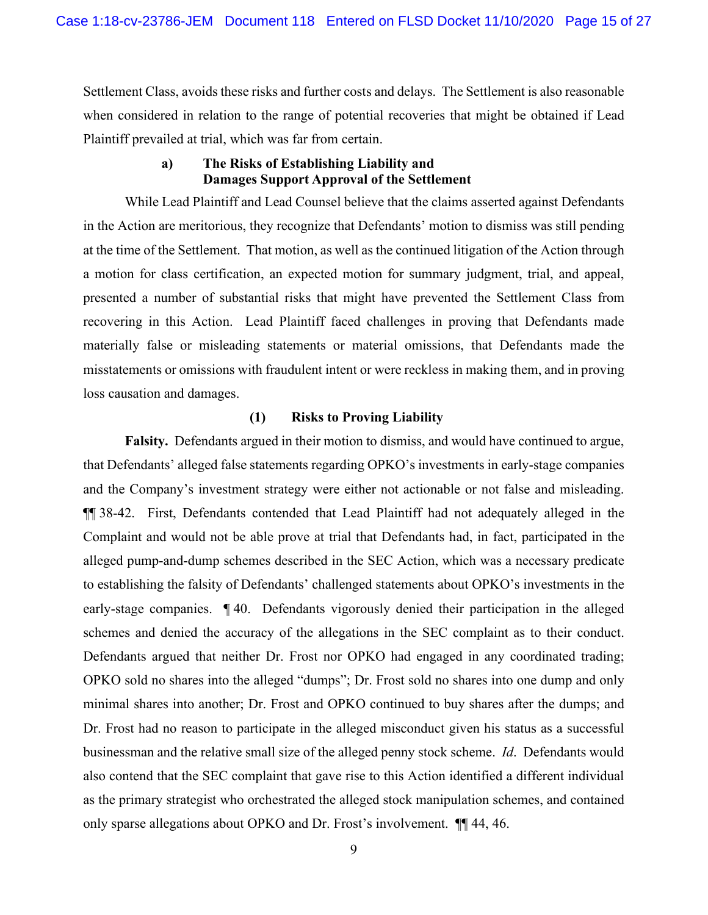Settlement Class, avoids these risks and further costs and delays. The Settlement is also reasonable when considered in relation to the range of potential recoveries that might be obtained if Lead Plaintiff prevailed at trial, which was far from certain.

#### a) The Risks of Establishing Liability and Damages Support Approval of the Settlement

While Lead Plaintiff and Lead Counsel believe that the claims asserted against Defendants in the Action are meritorious, they recognize that Defendants' motion to dismiss was still pending at the time of the Settlement. That motion, as well as the continued litigation of the Action through a motion for class certification, an expected motion for summary judgment, trial, and appeal, presented a number of substantial risks that might have prevented the Settlement Class from recovering in this Action. Lead Plaintiff faced challenges in proving that Defendants made materially false or misleading statements or material omissions, that Defendants made the misstatements or omissions with fraudulent intent or were reckless in making them, and in proving loss causation and damages.

##### (1) Risks to Proving Liability

**Falsity.** Defendants argued in their motion to dismiss, and would have continued to argue, that Defendants' alleged false statements regarding OPKO's investments in early-stage companies and the Company's investment strategy were either not actionable or not false and misleading. ¶¶ 38-42. First, Defendants contended that Lead Plaintiff had not adequately alleged in the Complaint and would not be able prove at trial that Defendants had, in fact, participated in the alleged pump-and-dump schemes described in the SEC Action, which was a necessary predicate to establishing the falsity of Defendants' challenged statements about OPKO's investments in the early-stage companies. ¶ 40. Defendants vigorously denied their participation in the alleged schemes and denied the accuracy of the allegations in the SEC complaint as to their conduct. Defendants argued that neither Dr. Frost nor OPKO had engaged in any coordinated trading; OPKO sold no shares into the alleged "dumps"; Dr. Frost sold no shares into one dump and only minimal shares into another; Dr. Frost and OPKO continued to buy shares after the dumps; and Dr. Frost had no reason to participate in the alleged misconduct given his status as a successful businessman and the relative small size of the alleged penny stock scheme. *Id*. Defendants would also contend that the SEC complaint that gave rise to this Action identified a different individual as the primary strategist who orchestrated the alleged stock manipulation schemes, and contained only sparse allegations about OPKO and Dr. Frost's involvement. ¶¶ 44, 46.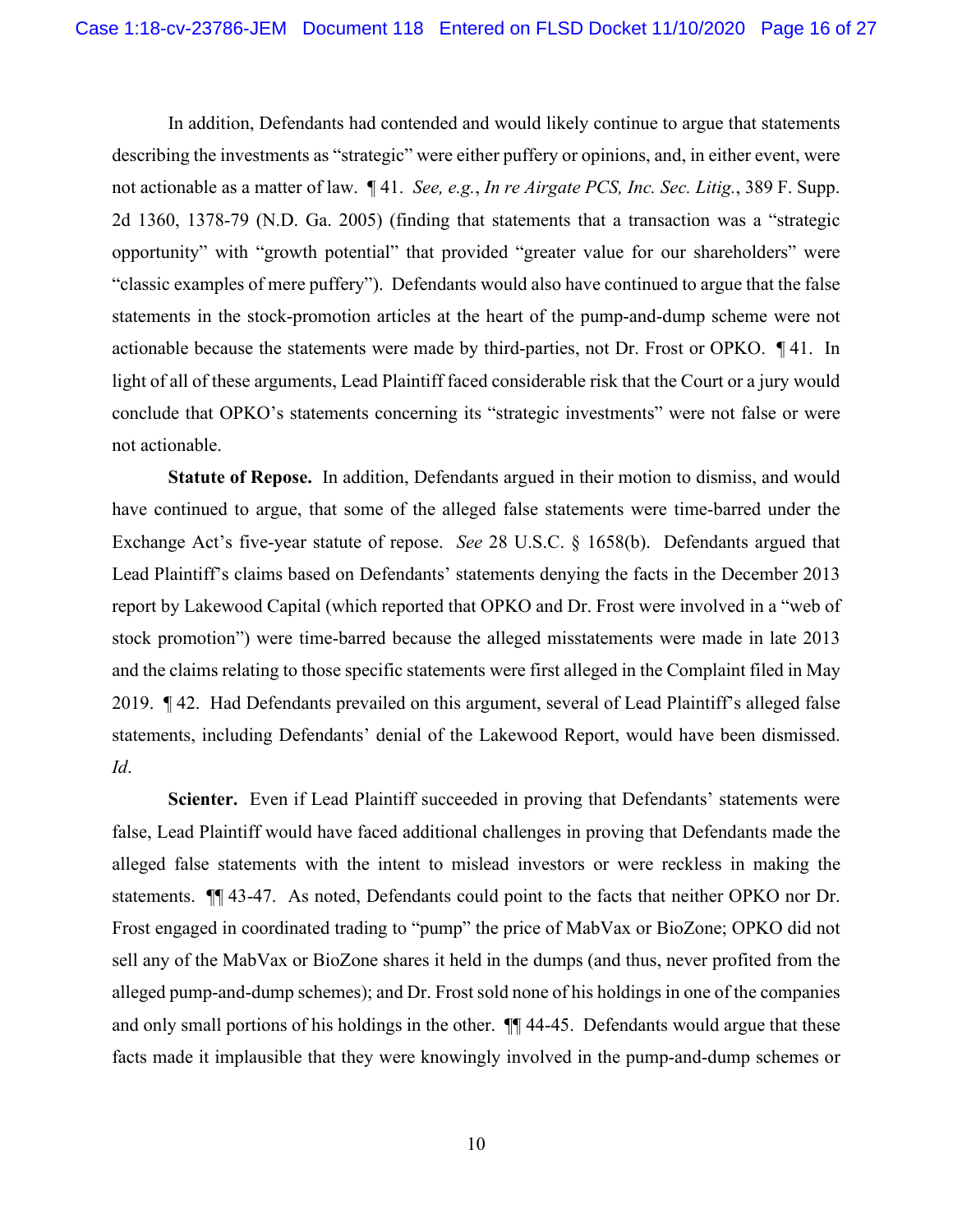In addition, Defendants had contended and would likely continue to argue that statements describing the investments as "strategic" were either puffery or opinions, and, in either event, were not actionable as a matter of law. ¶ 41. *See, e.g.*, *In re Airgate PCS, Inc. Sec. Litig.*, 389 F. Supp. 2d 1360, 1378-79 (N.D. Ga. 2005) (finding that statements that a transaction was a "strategic opportunity" with "growth potential" that provided "greater value for our shareholders" were "classic examples of mere puffery"). Defendants would also have continued to argue that the false statements in the stock-promotion articles at the heart of the pump-and-dump scheme were not actionable because the statements were made by third-parties, not Dr. Frost or OPKO. ¶ 41. In light of all of these arguments, Lead Plaintiff faced considerable risk that the Court or a jury would conclude that OPKO's statements concerning its "strategic investments" were not false or were not actionable.

**Statute of Repose.** In addition, Defendants argued in their motion to dismiss, and would have continued to argue, that some of the alleged false statements were time-barred under the Exchange Act's five-year statute of repose. *See* 28 U.S.C. § 1658(b). Defendants argued that Lead Plaintiff's claims based on Defendants' statements denying the facts in the December 2013 report by Lakewood Capital (which reported that OPKO and Dr. Frost were involved in a "web of stock promotion") were time-barred because the alleged misstatements were made in late 2013 and the claims relating to those specific statements were first alleged in the Complaint filed in May 2019. ¶ 42. Had Defendants prevailed on this argument, several of Lead Plaintiff's alleged false statements, including Defendants' denial of the Lakewood Report, would have been dismissed. *Id*.

**Scienter.** Even if Lead Plaintiff succeeded in proving that Defendants' statements were false, Lead Plaintiff would have faced additional challenges in proving that Defendants made the alleged false statements with the intent to mislead investors or were reckless in making the statements. ¶¶ 43-47. As noted, Defendants could point to the facts that neither OPKO nor Dr. Frost engaged in coordinated trading to "pump" the price of MabVax or BioZone; OPKO did not sell any of the MabVax or BioZone shares it held in the dumps (and thus, never profited from the alleged pump-and-dump schemes); and Dr. Frost sold none of his holdings in one of the companies and only small portions of his holdings in the other. ¶¶ 44-45. Defendants would argue that these facts made it implausible that they were knowingly involved in the pump-and-dump schemes or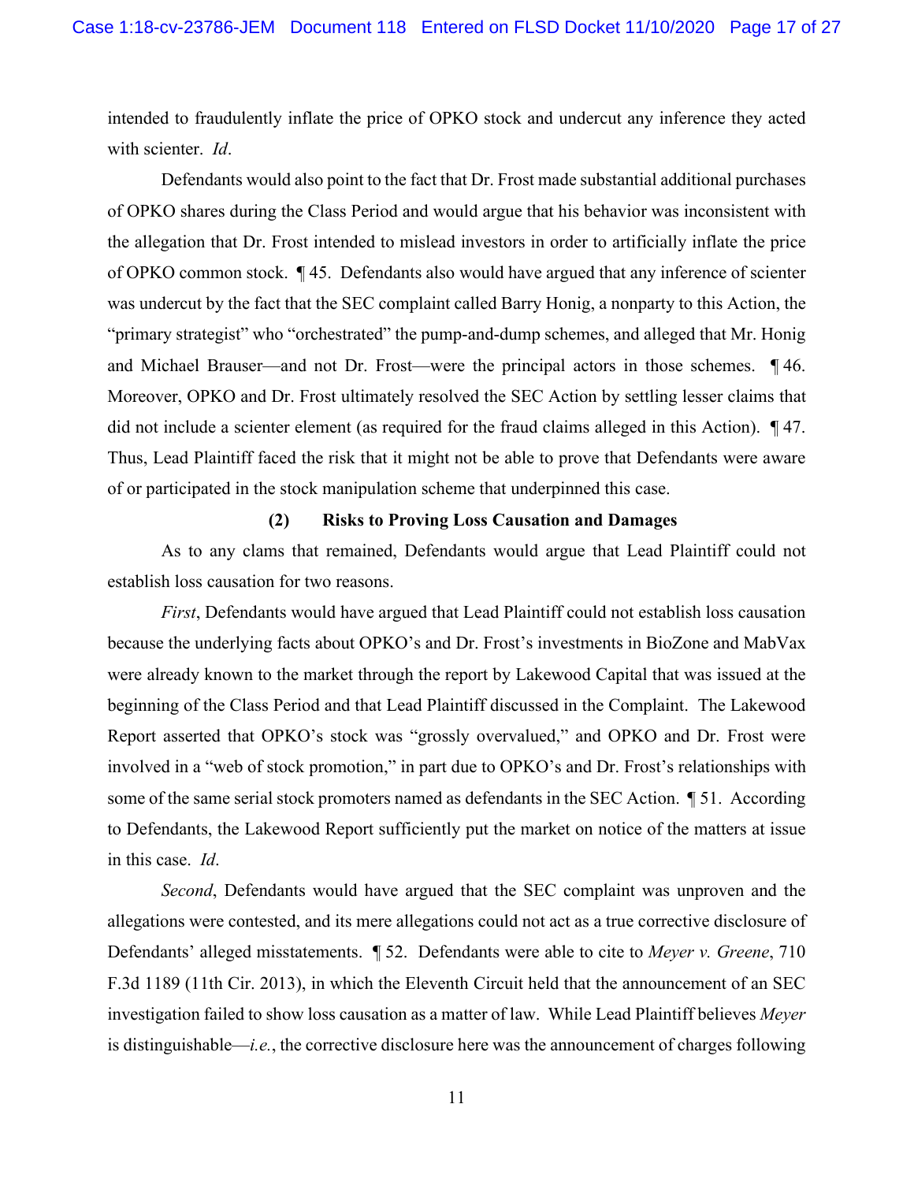intended to fraudulently inflate the price of OPKO stock and undercut any inference they acted with scienter. *Id*.

Defendants would also point to the fact that Dr. Frost made substantial additional purchases of OPKO shares during the Class Period and would argue that his behavior was inconsistent with the allegation that Dr. Frost intended to mislead investors in order to artificially inflate the price of OPKO common stock. ¶ 45. Defendants also would have argued that any inference of scienter was undercut by the fact that the SEC complaint called Barry Honig, a nonparty to this Action, the "primary strategist" who "orchestrated" the pump-and-dump schemes, and alleged that Mr. Honig and Michael Brauser—and not Dr. Frost—were the principal actors in those schemes. ¶ 46. Moreover, OPKO and Dr. Frost ultimately resolved the SEC Action by settling lesser claims that did not include a scienter element (as required for the fraud claims alleged in this Action). ¶ 47. Thus, Lead Plaintiff faced the risk that it might not be able to prove that Defendants were aware of or participated in the stock manipulation scheme that underpinned this case.

**(2) Risks to Proving Loss Causation and Damages**

As to any clams that remained, Defendants would argue that Lead Plaintiff could not establish loss causation for two reasons.

*First*, Defendants would have argued that Lead Plaintiff could not establish loss causation because the underlying facts about OPKO's and Dr. Frost's investments in BioZone and MabVax were already known to the market through the report by Lakewood Capital that was issued at the beginning of the Class Period and that Lead Plaintiff discussed in the Complaint. The Lakewood Report asserted that OPKO's stock was "grossly overvalued," and OPKO and Dr. Frost were involved in a "web of stock promotion," in part due to OPKO's and Dr. Frost's relationships with some of the same serial stock promoters named as defendants in the SEC Action. ¶ 51. According to Defendants, the Lakewood Report sufficiently put the market on notice of the matters at issue in this case. *Id*.

*Second*, Defendants would have argued that the SEC complaint was unproven and the allegations were contested, and its mere allegations could not act as a true corrective disclosure of Defendants' alleged misstatements. ¶ 52. Defendants were able to cite to *Meyer v. Greene*, 710 F.3d 1189 (11th Cir. 2013), in which the Eleventh Circuit held that the announcement of an SEC investigation failed to show loss causation as a matter of law. While Lead Plaintiff believes *Meyer* is distinguishable—*i.e.*, the corrective disclosure here was the announcement of charges following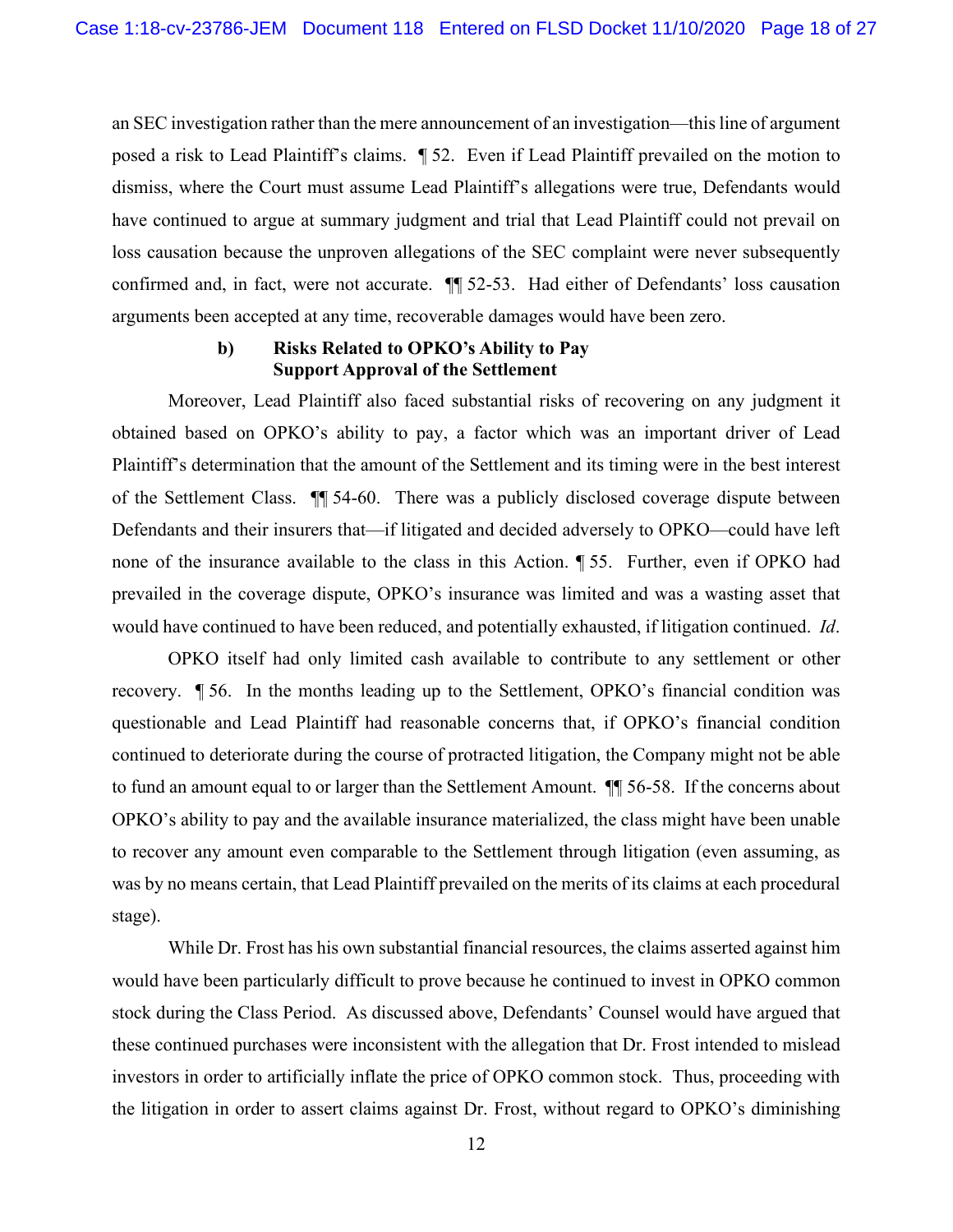an SEC investigation rather than the mere announcement of an investigation—this line of argument posed a risk to Lead Plaintiff's claims. ¶ 52. Even if Lead Plaintiff prevailed on the motion to dismiss, where the Court must assume Lead Plaintiff's allegations were true, Defendants would have continued to argue at summary judgment and trial that Lead Plaintiff could not prevail on loss causation because the unproven allegations of the SEC complaint were never subsequently confirmed and, in fact, were not accurate. ¶¶ 52-53. Had either of Defendants' loss causation arguments been accepted at any time, recoverable damages would have been zero.

#### b) Risks Related to OPKO's Ability to Pay Support Approval of the Settlement

Moreover, Lead Plaintiff also faced substantial risks of recovering on any judgment it obtained based on OPKO's ability to pay, a factor which was an important driver of Lead Plaintiff's determination that the amount of the Settlement and its timing were in the best interest of the Settlement Class. ¶¶ 54-60. There was a publicly disclosed coverage dispute between Defendants and their insurers that—if litigated and decided adversely to OPKO—could have left none of the insurance available to the class in this Action. ¶ 55. Further, even if OPKO had prevailed in the coverage dispute, OPKO's insurance was limited and was a wasting asset that would have continued to have been reduced, and potentially exhausted, if litigation continued. *Id*.

OPKO itself had only limited cash available to contribute to any settlement or other recovery. ¶ 56. In the months leading up to the Settlement, OPKO's financial condition was questionable and Lead Plaintiff had reasonable concerns that, if OPKO's financial condition continued to deteriorate during the course of protracted litigation, the Company might not be able to fund an amount equal to or larger than the Settlement Amount. ¶¶ 56-58. If the concerns about OPKO's ability to pay and the available insurance materialized, the class might have been unable to recover any amount even comparable to the Settlement through litigation (even assuming, as was by no means certain, that Lead Plaintiff prevailed on the merits of its claims at each procedural stage).

While Dr. Frost has his own substantial financial resources, the claims asserted against him would have been particularly difficult to prove because he continued to invest in OPKO common stock during the Class Period. As discussed above, Defendants' Counsel would have argued that these continued purchases were inconsistent with the allegation that Dr. Frost intended to mislead investors in order to artificially inflate the price of OPKO common stock. Thus, proceeding with the litigation in order to assert claims against Dr. Frost, without regard to OPKO's diminishing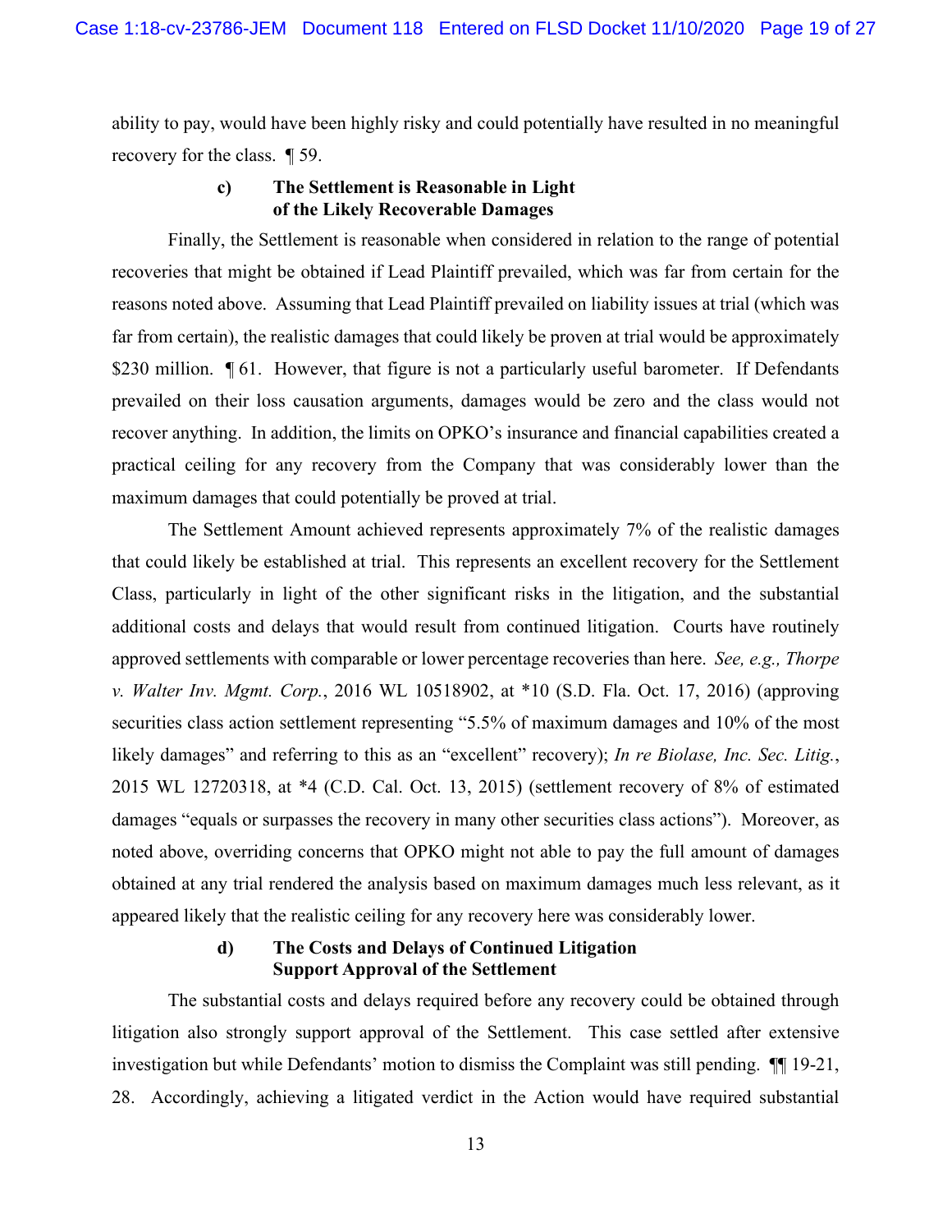ability to pay, would have been highly risky and could potentially have resulted in no meaningful recovery for the class. ¶ 59.

#### c) The Settlement is Reasonable in Light of the Likely Recoverable Damages

Finally, the Settlement is reasonable when considered in relation to the range of potential recoveries that might be obtained if Lead Plaintiff prevailed, which was far from certain for the reasons noted above. Assuming that Lead Plaintiff prevailed on liability issues at trial (which was far from certain), the realistic damages that could likely be proven at trial would be approximately $230 million. ¶ 61. However, that figure is not a particularly useful barometer. If Defendants prevailed on their loss causation arguments, damages would be zero and the class would not recover anything. In addition, the limits on OPKO's insurance and financial capabilities created a practical ceiling for any recovery from the Company that was considerably lower than the maximum damages that could potentially be proved at trial.

The Settlement Amount achieved represents approximately 7% of the realistic damages that could likely be established at trial. This represents an excellent recovery for the Settlement Class, particularly in light of the other significant risks in the litigation, and the substantial additional costs and delays that would result from continued litigation. Courts have routinely approved settlements with comparable or lower percentage recoveries than here. *See, e.g., Thorpe v. Walter Inv. Mgmt. Corp.*, 2016 WL 10518902, at *10 (S.D. Fla. Oct. 17, 2016) (approving securities class action settlement representing "5.5% of maximum damages and 10% of the most likely damages" and referring to this as an "excellent" recovery); *In re Biolase, Inc. Sec. Litig.*, 2015 WL 12720318, at *4 (C.D. Cal. Oct. 13, 2015) (settlement recovery of 8% of estimated damages "equals or surpasses the recovery in many other securities class actions"). Moreover, as noted above, overriding concerns that OPKO might not able to pay the full amount of damages obtained at any trial rendered the analysis based on maximum damages much less relevant, as it appeared likely that the realistic ceiling for any recovery here was considerably lower.

#### d) The Costs and Delays of Continued Litigation Support Approval of the Settlement

The substantial costs and delays required before any recovery could be obtained through litigation also strongly support approval of the Settlement. This case settled after extensive investigation but while Defendants' motion to dismiss the Complaint was still pending. ¶¶ 19-21, 28. Accordingly, achieving a litigated verdict in the Action would have required substantial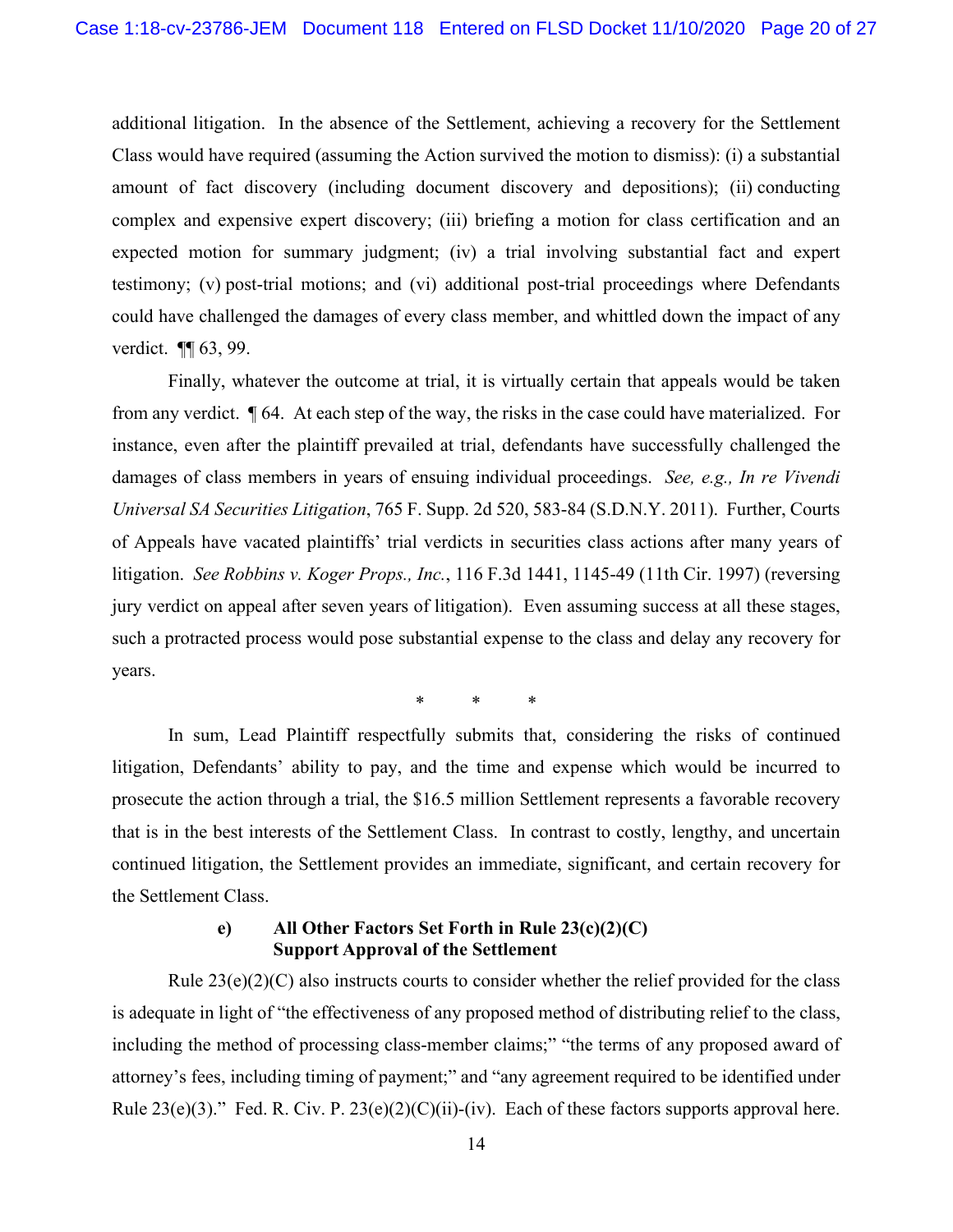additional litigation. In the absence of the Settlement, achieving a recovery for the Settlement Class would have required (assuming the Action survived the motion to dismiss): (i) a substantial amount of fact discovery (including document discovery and depositions); (ii) conducting complex and expensive expert discovery; (iii) briefing a motion for class certification and an expected motion for summary judgment; (iv) a trial involving substantial fact and expert testimony; (v) post-trial motions; and (vi) additional post-trial proceedings where Defendants could have challenged the damages of every class member, and whittled down the impact of any verdict. ¶¶ 63, 99.

Finally, whatever the outcome at trial, it is virtually certain that appeals would be taken from any verdict. ¶ 64. At each step of the way, the risks in the case could have materialized. For instance, even after the plaintiff prevailed at trial, defendants have successfully challenged the damages of class members in years of ensuing individual proceedings. *See, e.g., In re Vivendi Universal SA Securities Litigation*, 765 F. Supp. 2d 520, 583-84 (S.D.N.Y. 2011). Further, Courts of Appeals have vacated plaintiffs' trial verdicts in securities class actions after many years of litigation. *See Robbins v. Koger Props., Inc.*, 116 F.3d 1441, 1145-49 (11th Cir. 1997) (reversing jury verdict on appeal after seven years of litigation). Even assuming success at all these stages, such a protracted process would pose substantial expense to the class and delay any recovery for years.

\* \* \*

In sum, Lead Plaintiff respectfully submits that, considering the risks of continued litigation, Defendants' ability to pay, and the time and expense which would be incurred to prosecute the action through a trial, the $16.5 million Settlement represents a favorable recovery that is in the best interests of the Settlement Class. In contrast to costly, lengthy, and uncertain continued litigation, the Settlement provides an immediate, significant, and certain recovery for the Settlement Class.

#### e) All Other Factors Set Forth in Rule 23(c)(2)(C) Support Approval of the Settlement

Rule 23(e)(2)(C) also instructs courts to consider whether the relief provided for the class is adequate in light of "the effectiveness of any proposed method of distributing relief to the class, including the method of processing class-member claims;" "the terms of any proposed award of attorney's fees, including timing of payment;" and "any agreement required to be identified under Rule 23(e)(3)." Fed. R. Civ. P. 23(e)(2)(C)(ii)-(iv). Each of these factors supports approval here.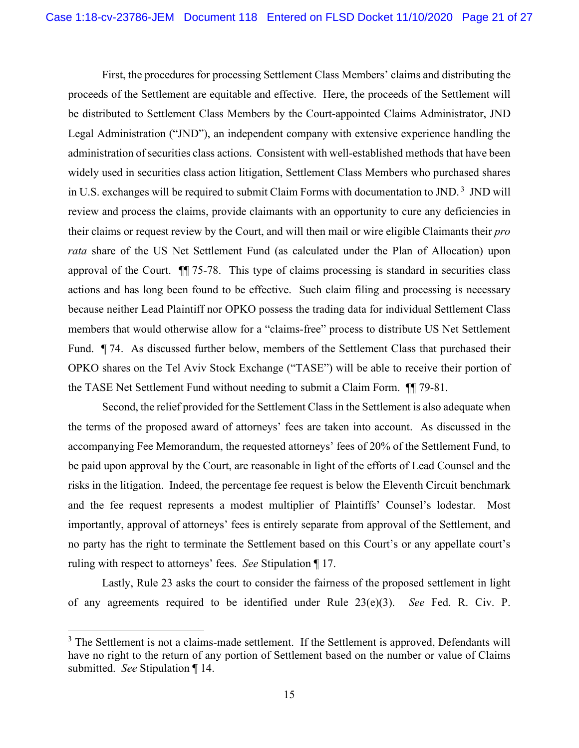First, the procedures for processing Settlement Class Members' claims and distributing the proceeds of the Settlement are equitable and effective. Here, the proceeds of the Settlement will be distributed to Settlement Class Members by the Court-appointed Claims Administrator, JND Legal Administration ("JND"), an independent company with extensive experience handling the administration of securities class actions. Consistent with well-established methods that have been widely used in securities class action litigation, Settlement Class Members who purchased shares in U.S. exchanges will be required to submit Claim Forms with documentation to JND.[3] JND will review and process the claims, provide claimants with an opportunity to cure any deficiencies in their claims or request review by the Court, and will then mail or wire eligible Claimants their *pro rata* share of the US Net Settlement Fund (as calculated under the Plan of Allocation) upon approval of the Court. ¶¶ 75-78. This type of claims processing is standard in securities class actions and has long been found to be effective. Such claim filing and processing is necessary because neither Lead Plaintiff nor OPKO possess the trading data for individual Settlement Class members that would otherwise allow for a "claims-free" process to distribute US Net Settlement Fund. ¶ 74. As discussed further below, members of the Settlement Class that purchased their OPKO shares on the Tel Aviv Stock Exchange ("TASE") will be able to receive their portion of the TASE Net Settlement Fund without needing to submit a Claim Form. ¶¶ 79-81.

Second, the relief provided for the Settlement Class in the Settlement is also adequate when the terms of the proposed award of attorneys' fees are taken into account. As discussed in the accompanying Fee Memorandum, the requested attorneys' fees of 20% of the Settlement Fund, to be paid upon approval by the Court, are reasonable in light of the efforts of Lead Counsel and the risks in the litigation. Indeed, the percentage fee request is below the Eleventh Circuit benchmark and the fee request represents a modest multiplier of Plaintiffs' Counsel's lodestar. Most importantly, approval of attorneys' fees is entirely separate from approval of the Settlement, and no party has the right to terminate the Settlement based on this Court's or any appellate court's ruling with respect to attorneys' fees. *See* Stipulation ¶ 17.

Lastly, Rule 23 asks the court to consider the fairness of the proposed settlement in light of any agreements required to be identified under Rule 23(e)(3). *See* Fed. R. Civ. P.

---

[3] The Settlement is not a claims-made settlement. If the Settlement is approved, Defendants will have no right to the return of any portion of Settlement based on the number or value of Claims submitted. *See* Stipulation ¶ 14.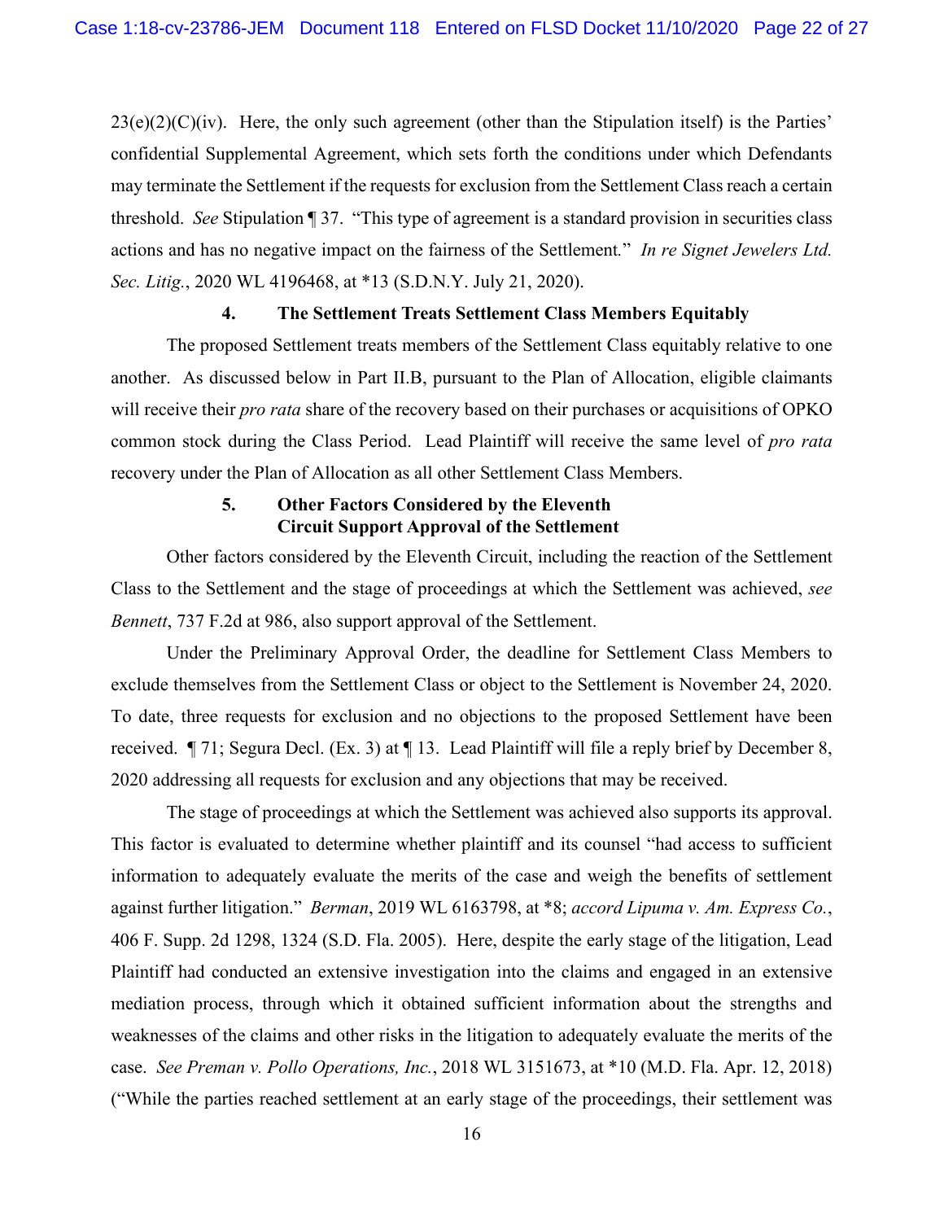23(e)(2)(C)(iv). Here, the only such agreement (other than the Stipulation itself) is the Parties' confidential Supplemental Agreement, which sets forth the conditions under which Defendants may terminate the Settlement if the requests for exclusion from the Settlement Class reach a certain threshold. *See* Stipulation ¶ 37. "This type of agreement is a standard provision in securities class actions and has no negative impact on the fairness of the Settlement." *In re Signet Jewelers Ltd. Sec. Litig.*, 2020 WL 4196468, at *13 (S.D.N.Y. July 21, 2020).

### 4. The Settlement Treats Settlement Class Members Equitably

The proposed Settlement treats members of the Settlement Class equitably relative to one another. As discussed below in Part II.B, pursuant to the Plan of Allocation, eligible claimants will receive their *pro rata* share of the recovery based on their purchases or acquisitions of OPKO common stock during the Class Period. Lead Plaintiff will receive the same level of *pro rata* recovery under the Plan of Allocation as all other Settlement Class Members.

### 5. Other Factors Considered by the Eleventh Circuit Support Approval of the Settlement

Other factors considered by the Eleventh Circuit, including the reaction of the Settlement Class to the Settlement and the stage of proceedings at which the Settlement was achieved, *see Bennett*, 737 F.2d at 986, also support approval of the Settlement.

Under the Preliminary Approval Order, the deadline for Settlement Class Members to exclude themselves from the Settlement Class or object to the Settlement is November 24, 2020. To date, three requests for exclusion and no objections to the proposed Settlement have been received. ¶ 71; Segura Decl. (Ex. 3) at ¶ 13. Lead Plaintiff will file a reply brief by December 8, 2020 addressing all requests for exclusion and any objections that may be received.

The stage of proceedings at which the Settlement was achieved also supports its approval. This factor is evaluated to determine whether plaintiff and its counsel "had access to sufficient information to adequately evaluate the merits of the case and weigh the benefits of settlement against further litigation." *Berman*, 2019 WL 6163798, at *8; *accord Lipuma v. Am. Express Co.*, 406 F. Supp. 2d 1298, 1324 (S.D. Fla. 2005). Here, despite the early stage of the litigation, Lead Plaintiff had conducted an extensive investigation into the claims and engaged in an extensive mediation process, through which it obtained sufficient information about the strengths and weaknesses of the claims and other risks in the litigation to adequately evaluate the merits of the case. *See Preman v. Pollo Operations, Inc.*, 2018 WL 3151673, at *10 (M.D. Fla. Apr. 12, 2018) ("While the parties reached settlement at an early stage of the proceedings, their settlement was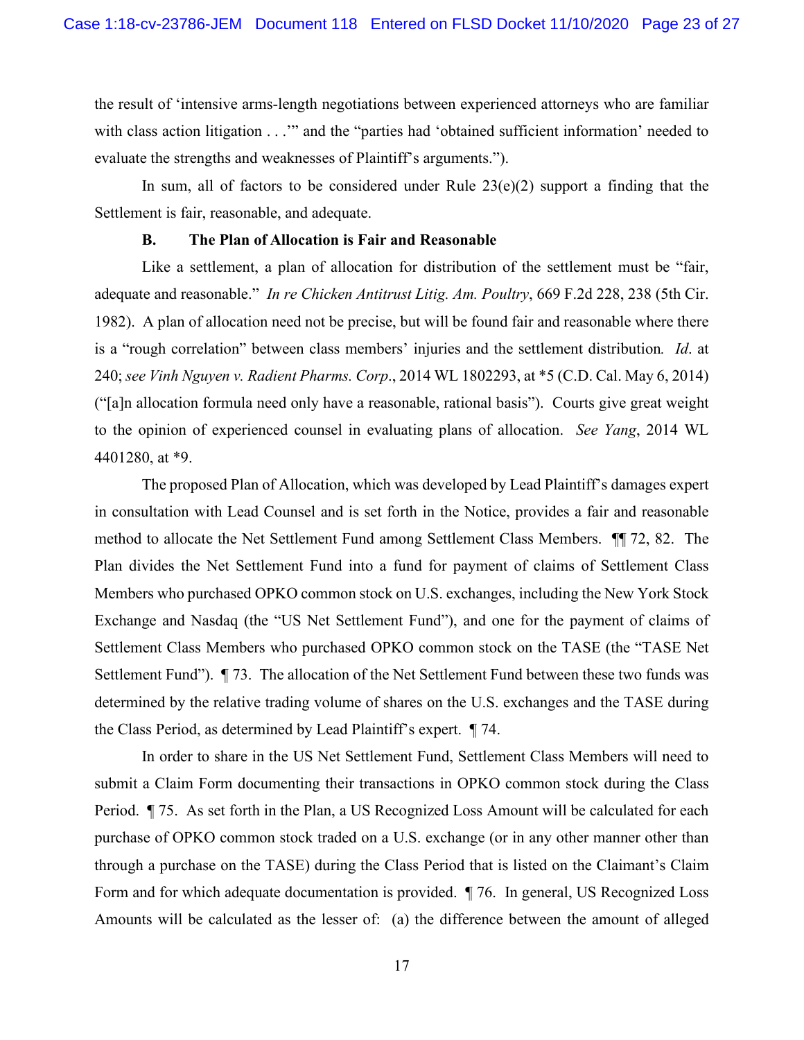the result of 'intensive arms-length negotiations between experienced attorneys who are familiar with class action litigation . . .'" and the "parties had 'obtained sufficient information' needed to evaluate the strengths and weaknesses of Plaintiff's arguments.").

In sum, all of factors to be considered under Rule 23(e)(2) support a finding that the Settlement is fair, reasonable, and adequate.

**B. The Plan of Allocation is Fair and Reasonable**

Like a settlement, a plan of allocation for distribution of the settlement must be "fair, adequate and reasonable." *In re Chicken Antitrust Litig. Am. Poultry*, 669 F.2d 228, 238 (5th Cir. 1982). A plan of allocation need not be precise, but will be found fair and reasonable where there is a "rough correlation" between class members' injuries and the settlement distribution. *Id*. at 240; *see Vinh Nguyen v. Radient Pharms. Corp*., 2014 WL 1802293, at *5 (C.D. Cal. May 6, 2014) ("[a]n allocation formula need only have a reasonable, rational basis"). Courts give great weight to the opinion of experienced counsel in evaluating plans of allocation. *See Yang*, 2014 WL 4401280, at *9.

The proposed Plan of Allocation, which was developed by Lead Plaintiff's damages expert in consultation with Lead Counsel and is set forth in the Notice, provides a fair and reasonable method to allocate the Net Settlement Fund among Settlement Class Members. ¶¶ 72, 82. The Plan divides the Net Settlement Fund into a fund for payment of claims of Settlement Class Members who purchased OPKO common stock on U.S. exchanges, including the New York Stock Exchange and Nasdaq (the "US Net Settlement Fund"), and one for the payment of claims of Settlement Class Members who purchased OPKO common stock on the TASE (the "TASE Net Settlement Fund"). ¶ 73. The allocation of the Net Settlement Fund between these two funds was determined by the relative trading volume of shares on the U.S. exchanges and the TASE during the Class Period, as determined by Lead Plaintiff's expert. ¶ 74.

In order to share in the US Net Settlement Fund, Settlement Class Members will need to submit a Claim Form documenting their transactions in OPKO common stock during the Class Period. ¶ 75. As set forth in the Plan, a US Recognized Loss Amount will be calculated for each purchase of OPKO common stock traded on a U.S. exchange (or in any other manner other than through a purchase on the TASE) during the Class Period that is listed on the Claimant's Claim Form and for which adequate documentation is provided. ¶ 76. In general, US Recognized Loss Amounts will be calculated as the lesser of: (a) the difference between the amount of alleged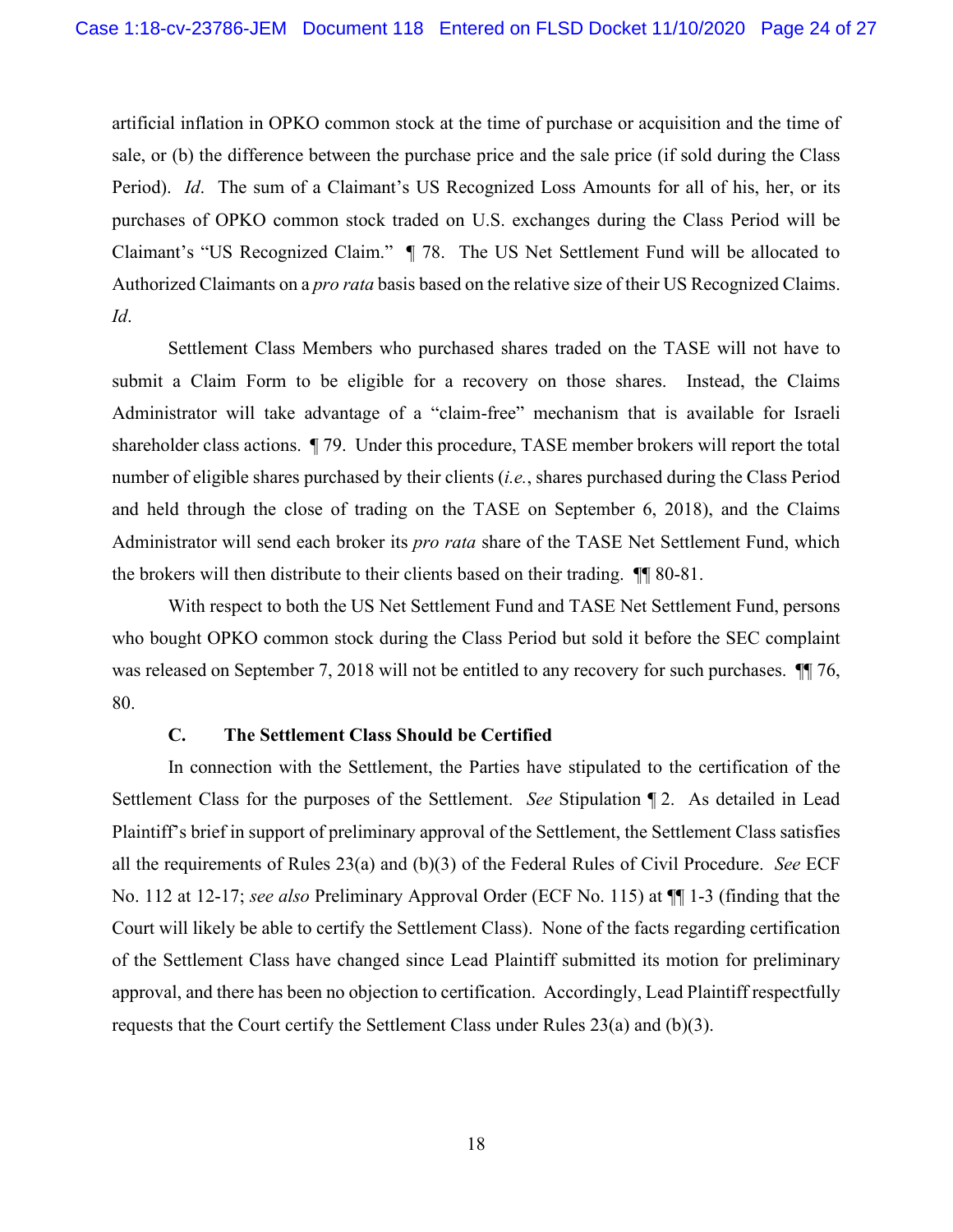artificial inflation in OPKO common stock at the time of purchase or acquisition and the time of sale, or (b) the difference between the purchase price and the sale price (if sold during the Class Period). *Id*. The sum of a Claimant's US Recognized Loss Amounts for all of his, her, or its purchases of OPKO common stock traded on U.S. exchanges during the Class Period will be Claimant's "US Recognized Claim." ¶ 78. The US Net Settlement Fund will be allocated to Authorized Claimants on a *pro rata* basis based on the relative size of their US Recognized Claims. *Id*.

Settlement Class Members who purchased shares traded on the TASE will not have to submit a Claim Form to be eligible for a recovery on those shares. Instead, the Claims Administrator will take advantage of a "claim-free" mechanism that is available for Israeli shareholder class actions. ¶ 79. Under this procedure, TASE member brokers will report the total number of eligible shares purchased by their clients (*i.e.*, shares purchased during the Class Period and held through the close of trading on the TASE on September 6, 2018), and the Claims Administrator will send each broker its *pro rata* share of the TASE Net Settlement Fund, which the brokers will then distribute to their clients based on their trading. ¶¶ 80-81.

With respect to both the US Net Settlement Fund and TASE Net Settlement Fund, persons who bought OPKO common stock during the Class Period but sold it before the SEC complaint was released on September 7, 2018 will not be entitled to any recovery for such purchases. ¶¶ 76, 80.

### C. The Settlement Class Should be Certified

In connection with the Settlement, the Parties have stipulated to the certification of the Settlement Class for the purposes of the Settlement. *See* Stipulation ¶ 2. As detailed in Lead Plaintiff's brief in support of preliminary approval of the Settlement, the Settlement Class satisfies all the requirements of Rules 23(a) and (b)(3) of the Federal Rules of Civil Procedure. *See* ECF No. 112 at 12-17; *see also* Preliminary Approval Order (ECF No. 115) at ¶¶ 1-3 (finding that the Court will likely be able to certify the Settlement Class). None of the facts regarding certification of the Settlement Class have changed since Lead Plaintiff submitted its motion for preliminary approval, and there has been no objection to certification. Accordingly, Lead Plaintiff respectfully requests that the Court certify the Settlement Class under Rules 23(a) and (b)(3).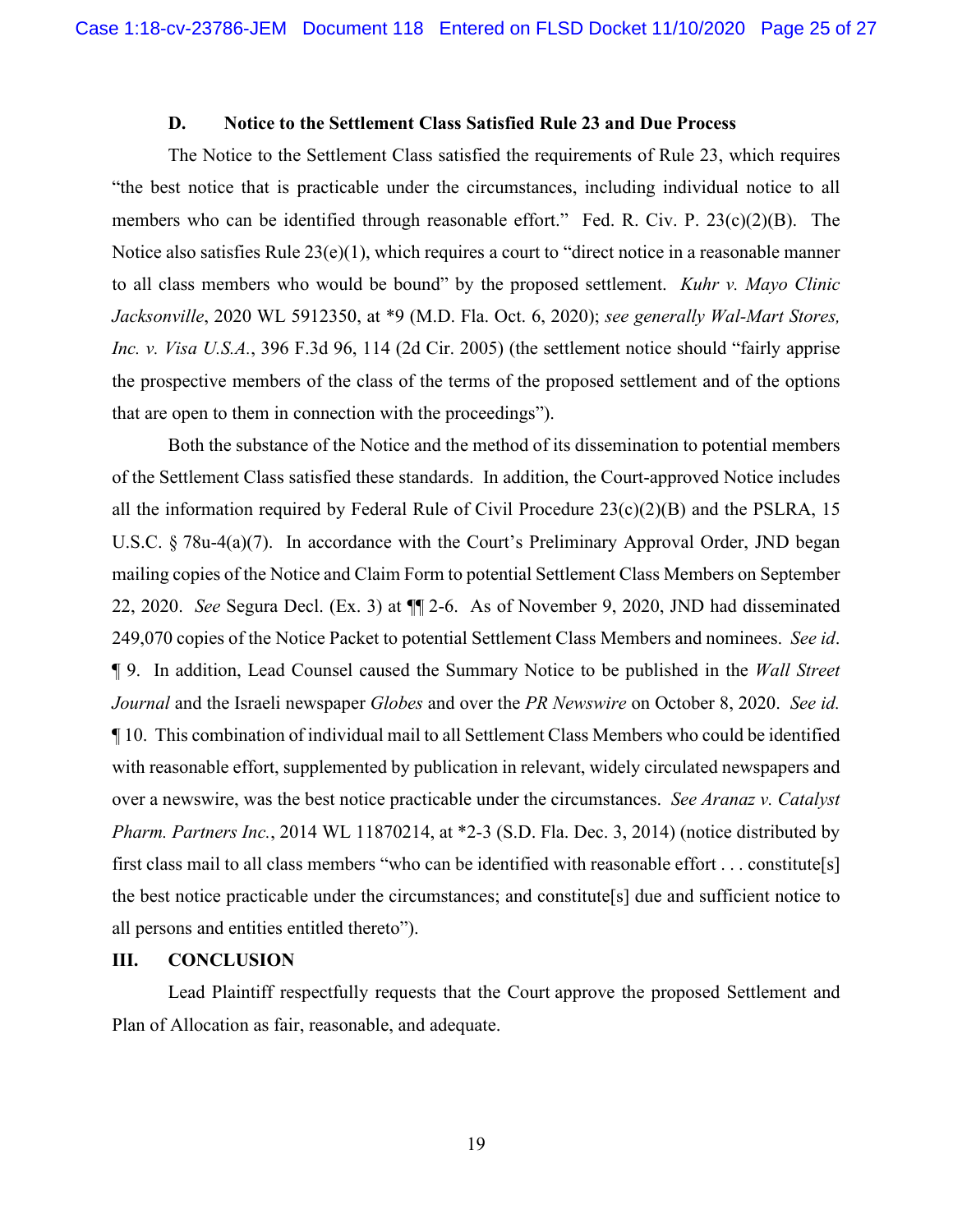### D. Notice to the Settlement Class Satisfied Rule 23 and Due Process

The Notice to the Settlement Class satisfied the requirements of Rule 23, which requires "the best notice that is practicable under the circumstances, including individual notice to all members who can be identified through reasonable effort." Fed. R. Civ. P. 23(c)(2)(B). The Notice also satisfies Rule 23(e)(1), which requires a court to "direct notice in a reasonable manner to all class members who would be bound" by the proposed settlement. *Kuhr v. Mayo Clinic Jacksonville*, 2020 WL 5912350, at *9 (M.D. Fla. Oct. 6, 2020); *see generally Wal-Mart Stores, Inc. v. Visa U.S.A.*, 396 F.3d 96, 114 (2d Cir. 2005) (the settlement notice should "fairly apprise the prospective members of the class of the terms of the proposed settlement and of the options that are open to them in connection with the proceedings").

Both the substance of the Notice and the method of its dissemination to potential members of the Settlement Class satisfied these standards. In addition, the Court-approved Notice includes all the information required by Federal Rule of Civil Procedure 23(c)(2)(B) and the PSLRA, 15 U.S.C. § 78u-4(a)(7). In accordance with the Court's Preliminary Approval Order, JND began mailing copies of the Notice and Claim Form to potential Settlement Class Members on September 22, 2020. *See* Segura Decl. (Ex. 3) at ¶¶ 2-6. As of November 9, 2020, JND had disseminated 249,070 copies of the Notice Packet to potential Settlement Class Members and nominees. *See id*. ¶ 9. In addition, Lead Counsel caused the Summary Notice to be published in the *Wall Street Journal* and the Israeli newspaper *Globes* and over the *PR Newswire* on October 8, 2020. *See id.* ¶ 10. This combination of individual mail to all Settlement Class Members who could be identified with reasonable effort, supplemented by publication in relevant, widely circulated newspapers and over a newswire, was the best notice practicable under the circumstances. *See Aranaz v. Catalyst Pharm. Partners Inc.*, 2014 WL 11870214, at *2-3 (S.D. Fla. Dec. 3, 2014) (notice distributed by first class mail to all class members "who can be identified with reasonable effort . . . constitute[s] the best notice practicable under the circumstances; and constitute[s] due and sufficient notice to all persons and entities entitled thereto").

## III. CONCLUSION

Lead Plaintiff respectfully requests that the Court approve the proposed Settlement and Plan of Allocation as fair, reasonable, and adequate.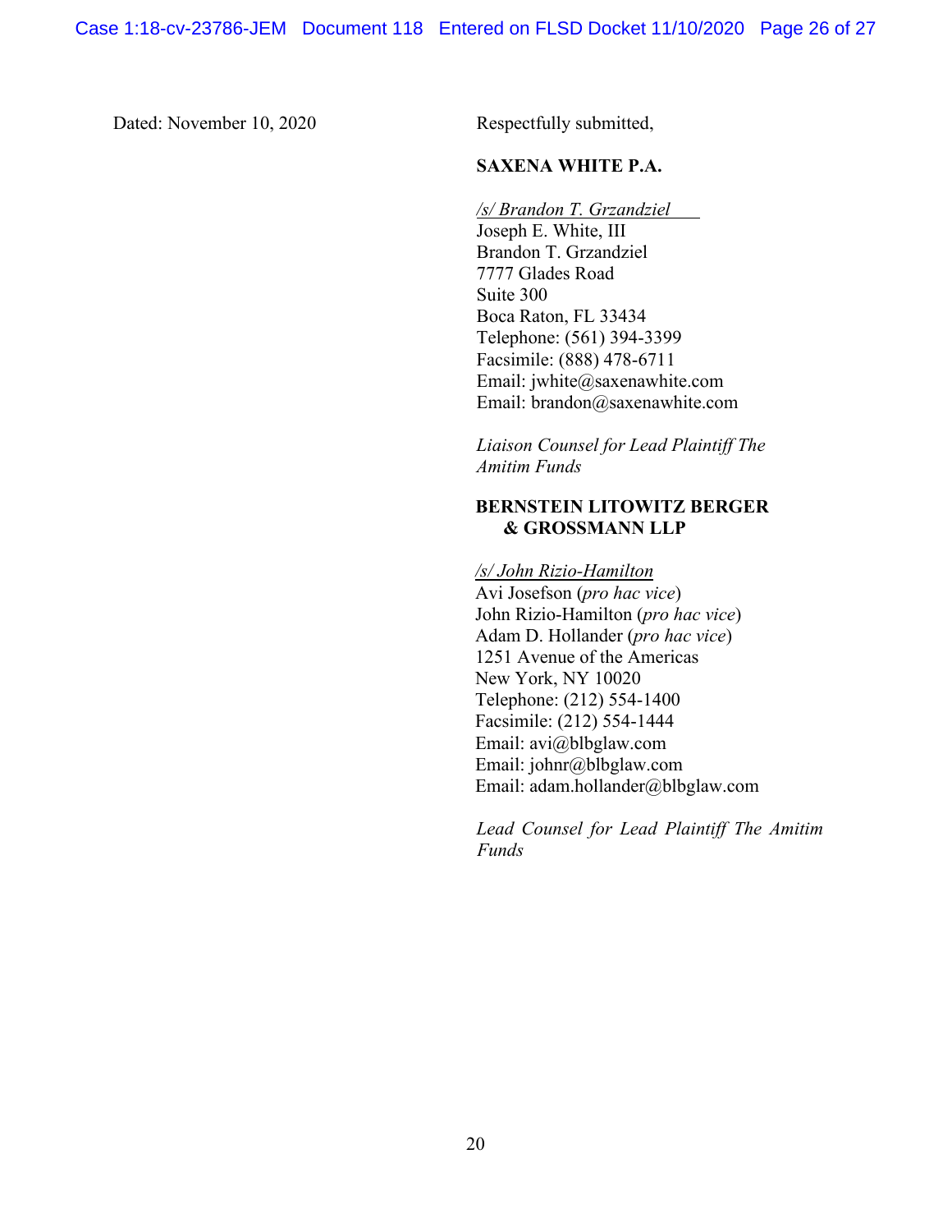Dated: November 10, 2020

Respectfully submitted,

**SAXENA WHITE P.A.**

*/s/ Brandon T. Grzandziel*
Joseph E. White, III
Brandon T. Grzandziel
7777 Glades Road
Suite 300
Boca Raton, FL 33434
Telephone: (561) 394-3399
Facsimile: (888) 478-6711
Email: jwhite@saxenawhite.com
Email: brandon@saxenawhite.com

*Liaison Counsel for Lead Plaintiff The Amitim Funds*

**BERNSTEIN LITOWITZ BERGER & GROSSMANN LLP**

*/s/ John Rizio-Hamilton*
Avi Josefson (*pro hac vice*)
John Rizio-Hamilton (*pro hac vice*)
Adam D. Hollander (*pro hac vice*)
1251 Avenue of the Americas
New York, NY 10020
Telephone: (212) 554-1400
Facsimile: (212) 554-1444
Email: avi@blbglaw.com
Email: johnr@blbglaw.com
Email: adam.hollander@blbglaw.com

*Lead Counsel for Lead Plaintiff The Amitim Funds*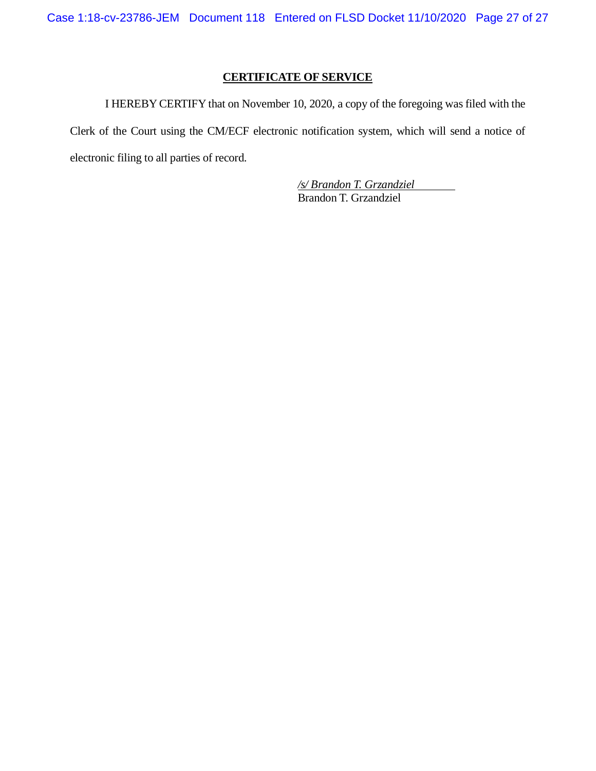## CERTIFICATE OF SERVICE

I HEREBY CERTIFY that on November 10, 2020, a copy of the foregoing was filed with the Clerk of the Court using the CM/ECF electronic notification system, which will send a notice of electronic filing to all parties of record.

*/s/ Brandon T. Grzandziel*
Brandon T. Grzandziel